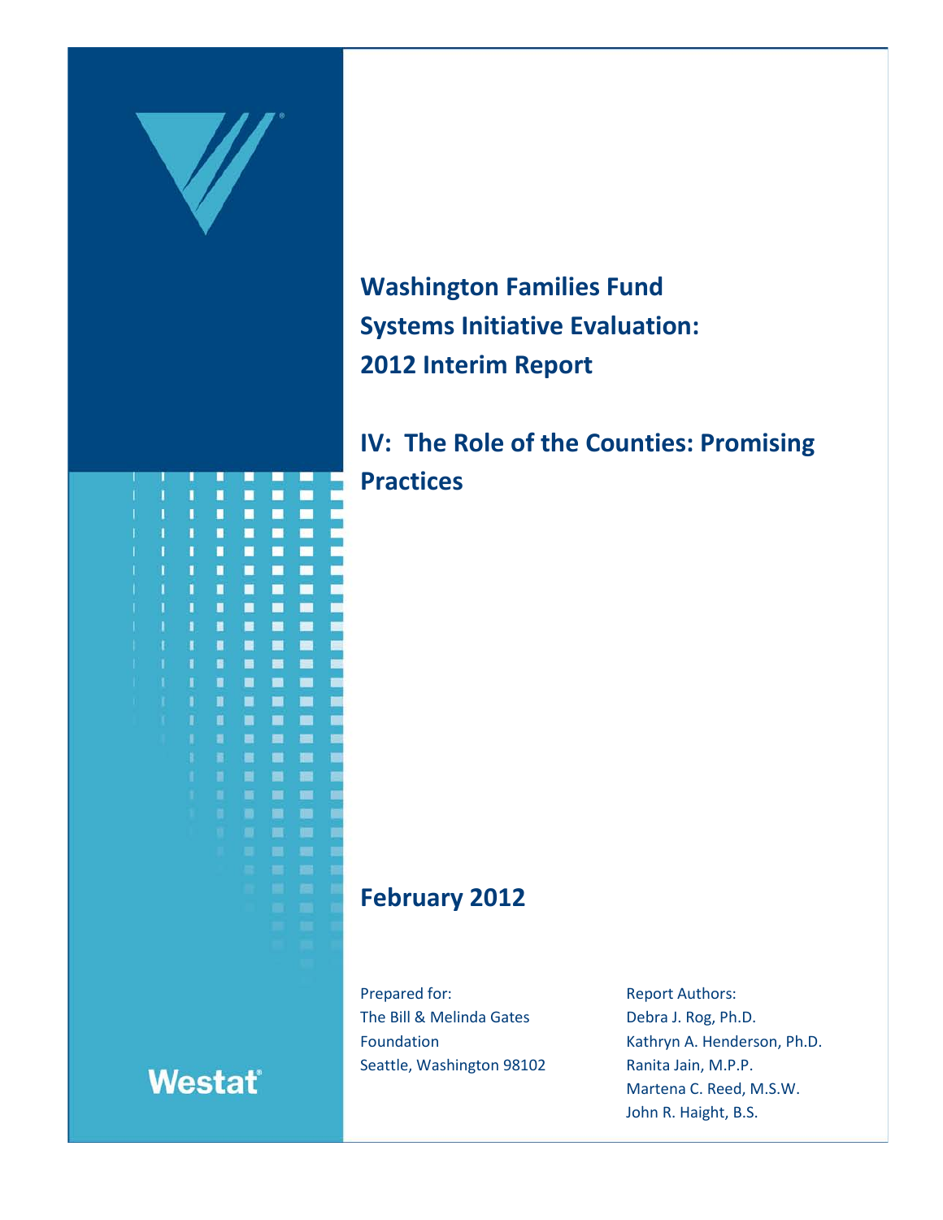# Washington Families Fund Systems Initiative Evaluation: 2012 Interim Report

## IV: The Role of the Counties: Promising Practices

**February 2012**

Prepared for:
The Bill & Melinda Gates Foundation
Seattle, Washington 98102

Report Authors:
Debra J. Rog, Ph.D.
Kathryn A. Henderson, Ph.D.
Ranita Jain, M.P.P.
Martena C. Reed, M.S.W.
John R. Haight, B.S.

Westat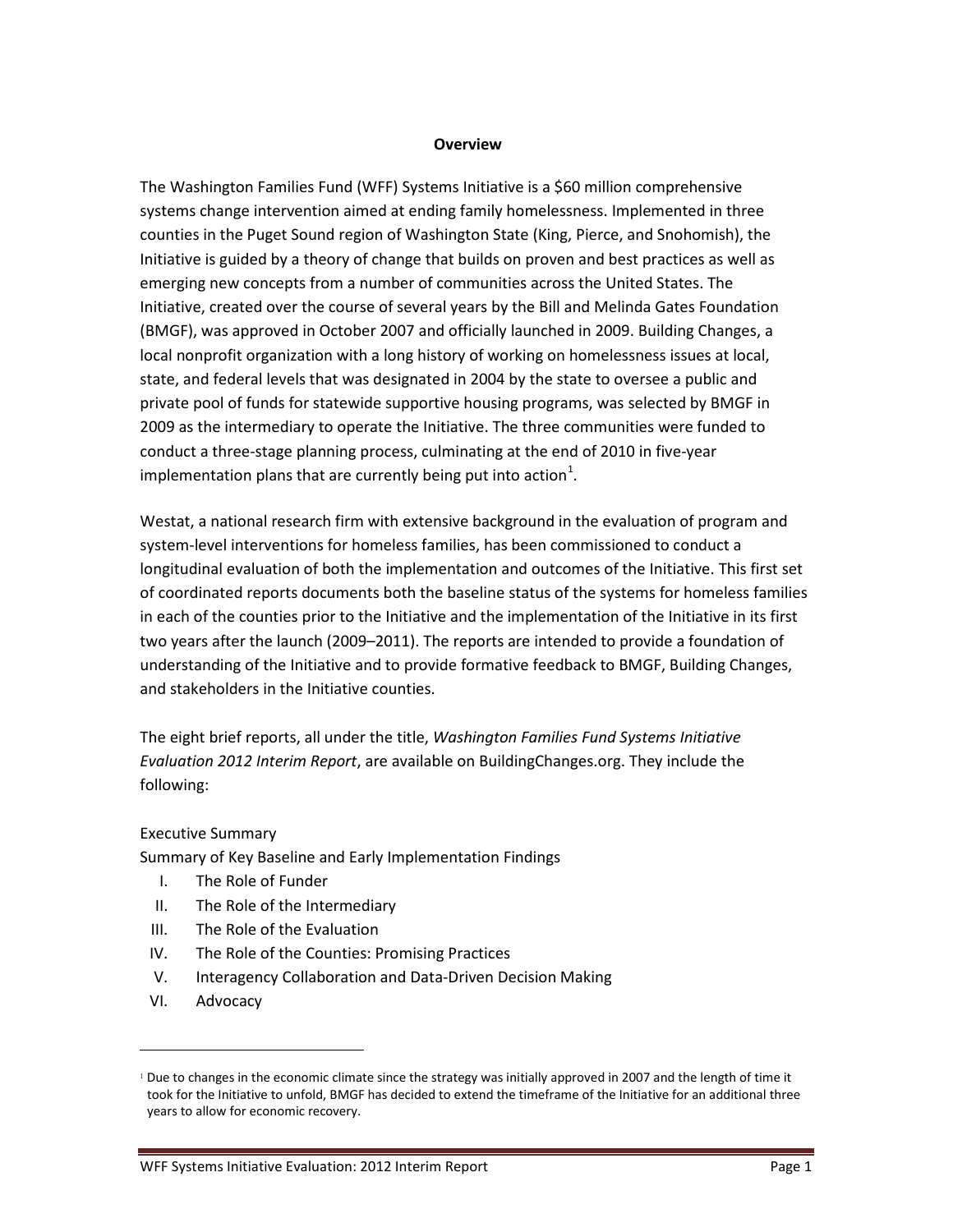## Overview

The Washington Families Fund (WFF) Systems Initiative is a $60 million comprehensive systems change intervention aimed at ending family homelessness. Implemented in three counties in the Puget Sound region of Washington State (King, Pierce, and Snohomish), the Initiative is guided by a theory of change that builds on proven and best practices as well as emerging new concepts from a number of communities across the United States. The Initiative, created over the course of several years by the Bill and Melinda Gates Foundation (BMGF), was approved in October 2007 and officially launched in 2009. Building Changes, a local nonprofit organization with a long history of working on homelessness issues at local, state, and federal levels that was designated in 2004 by the state to oversee a public and private pool of funds for statewide supportive housing programs, was selected by BMGF in 2009 as the intermediary to operate the Initiative. The three communities were funded to conduct a three-stage planning process, culminating at the end of 2010 in five-year implementation plans that are currently being put into action[1].

Westat, a national research firm with extensive background in the evaluation of program and system-level interventions for homeless families, has been commissioned to conduct a longitudinal evaluation of both the implementation and outcomes of the Initiative. This first set of coordinated reports documents both the baseline status of the systems for homeless families in each of the counties prior to the Initiative and the implementation of the Initiative in its first two years after the launch (2009–2011). The reports are intended to provide a foundation of understanding of the Initiative and to provide formative feedback to BMGF, Building Changes, and stakeholders in the Initiative counties.

The eight brief reports, all under the title, *Washington Families Fund Systems Initiative Evaluation 2012 Interim Report*, are available on BuildingChanges.org. They include the following:

Executive Summary
Summary of Key Baseline and Early Implementation Findings

I. The Role of Funder
II. The Role of the Intermediary
III. The Role of the Evaluation
IV. The Role of the Counties: Promising Practices
V. Interagency Collaboration and Data-Driven Decision Making
VI. Advocacy

---

[1] Due to changes in the economic climate since the strategy was initially approved in 2007 and the length of time it took for the Initiative to unfold, BMGF has decided to extend the timeframe of the Initiative for an additional three years to allow for economic recovery.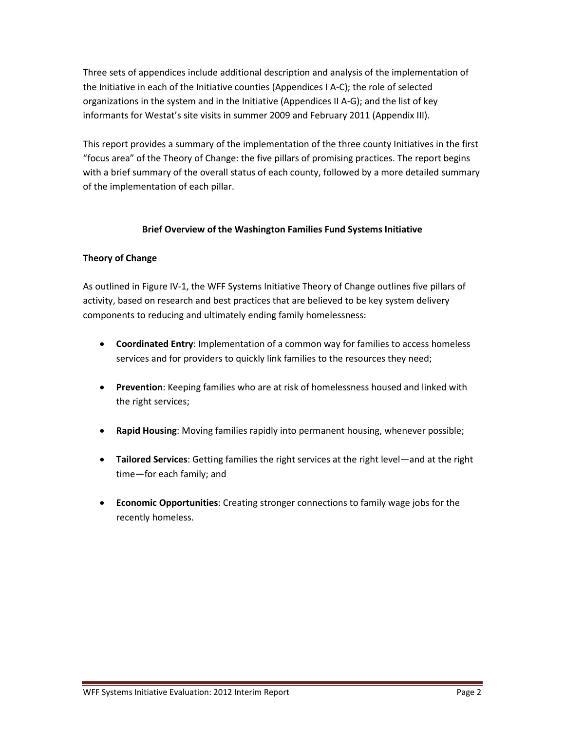Three sets of appendices include additional description and analysis of the implementation of the Initiative in each of the Initiative counties (Appendices I A-C); the role of selected organizations in the system and in the Initiative (Appendices II A-G); and the list of key informants for Westat's site visits in summer 2009 and February 2011 (Appendix III).

This report provides a summary of the implementation of the three county Initiatives in the first "focus area" of the Theory of Change: the five pillars of promising practices. The report begins with a brief summary of the overall status of each county, followed by a more detailed summary of the implementation of each pillar.

## Brief Overview of the Washington Families Fund Systems Initiative

### Theory of Change

As outlined in Figure IV-1, the WFF Systems Initiative Theory of Change outlines five pillars of activity, based on research and best practices that are believed to be key system delivery components to reducing and ultimately ending family homelessness:

- **Coordinated Entry**: Implementation of a common way for families to access homeless services and for providers to quickly link families to the resources they need;
- **Prevention**: Keeping families who are at risk of homelessness housed and linked with the right services;
- **Rapid Housing**: Moving families rapidly into permanent housing, whenever possible;
- **Tailored Services**: Getting families the right services at the right level—and at the right time—for each family; and
- **Economic Opportunities**: Creating stronger connections to family wage jobs for the recently homeless.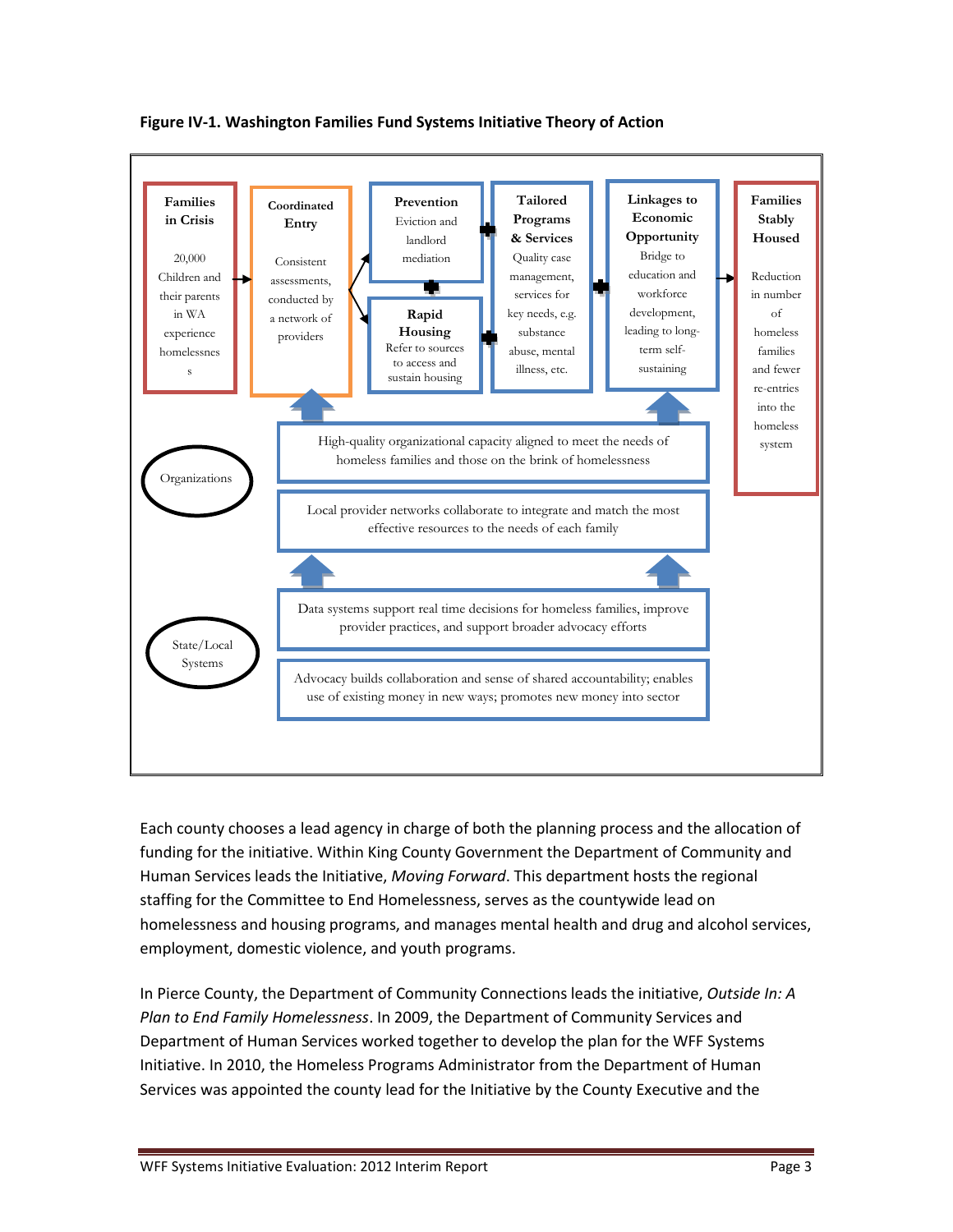**Figure IV-1. Washington Families Fund Systems Initiative Theory of Action**

**Families in Crisis**
20,000 Children and their parents in WA experience homelessness

**Coordinated Entry**
Consistent assessments, conducted by a network of providers

**Prevention**
Eviction and landlord mediation

**Rapid Housing**
Refer to sources to access and sustain housing

**Tailored Programs & Services**
Quality case management, services for key needs, e.g. substance abuse, mental illness, etc.

**Linkages to Economic Opportunity**
Bridge to education and workforce development, leading to long-term self-sustaining

**Families Stably Housed**
Reduction in number of homeless families and fewer re-entries into the homeless system

Organizations:
- High-quality organizational capacity aligned to meet the needs of homeless families and those on the brink of homelessness
- Local provider networks collaborate to integrate and match the most effective resources to the needs of each family

State/Local Systems:
- Data systems support real time decisions for homeless families, improve provider practices, and support broader advocacy efforts
- Advocacy builds collaboration and sense of shared accountability; enables use of existing money in new ways; promotes new money into sector

Each county chooses a lead agency in charge of both the planning process and the allocation of funding for the initiative. Within King County Government the Department of Community and Human Services leads the Initiative, *Moving Forward*. This department hosts the regional staffing for the Committee to End Homelessness, serves as the countywide lead on homelessness and housing programs, and manages mental health and drug and alcohol services, employment, domestic violence, and youth programs.

In Pierce County, the Department of Community Connections leads the initiative, *Outside In: A Plan to End Family Homelessness*. In 2009, the Department of Community Services and Department of Human Services worked together to develop the plan for the WFF Systems Initiative. In 2010, the Homeless Programs Administrator from the Department of Human Services was appointed the county lead for the Initiative by the County Executive and the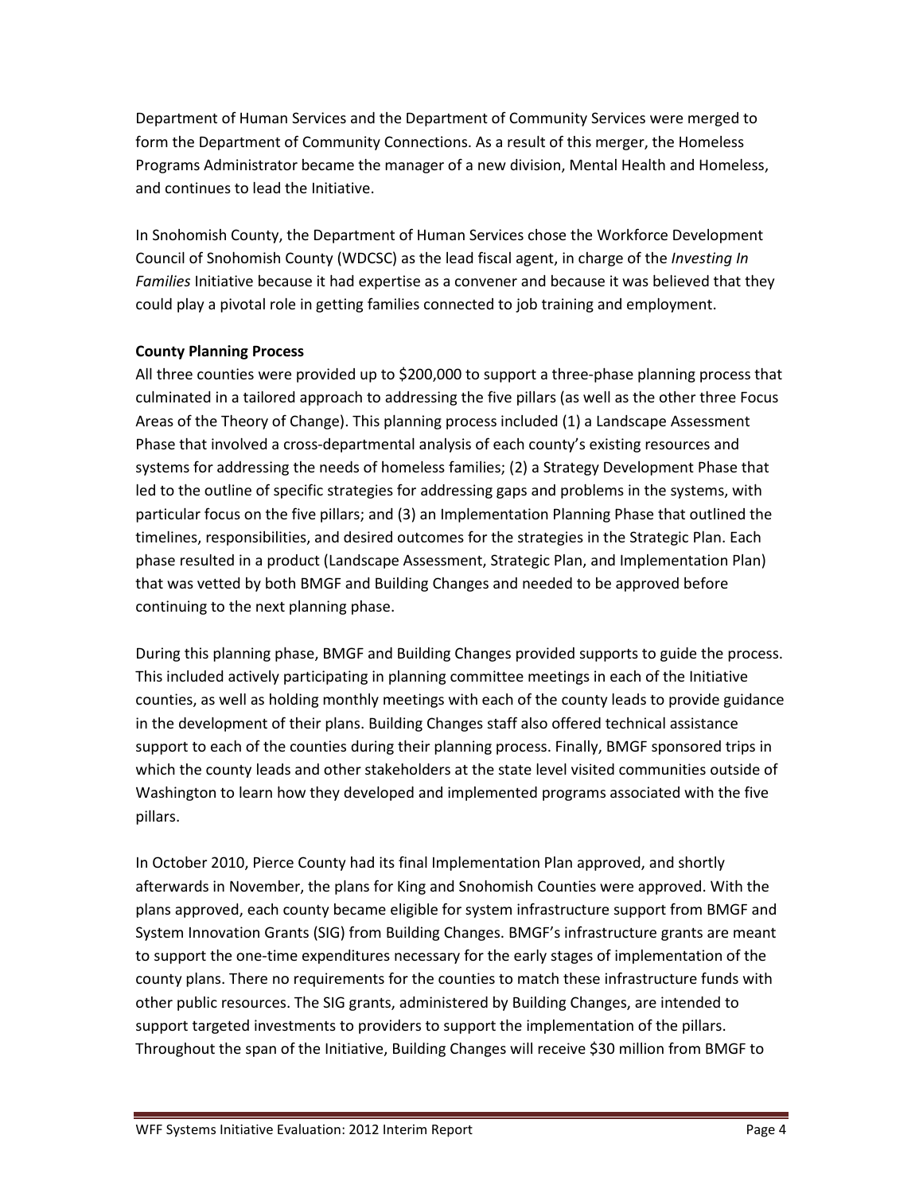Department of Human Services and the Department of Community Services were merged to form the Department of Community Connections. As a result of this merger, the Homeless Programs Administrator became the manager of a new division, Mental Health and Homeless, and continues to lead the Initiative.

In Snohomish County, the Department of Human Services chose the Workforce Development Council of Snohomish County (WDCSC) as the lead fiscal agent, in charge of the *Investing In Families* Initiative because it had expertise as a convener and because it was believed that they could play a pivotal role in getting families connected to job training and employment.

**County Planning Process**

All three counties were provided up to $200,000 to support a three-phase planning process that culminated in a tailored approach to addressing the five pillars (as well as the other three Focus Areas of the Theory of Change). This planning process included (1) a Landscape Assessment Phase that involved a cross-departmental analysis of each county's existing resources and systems for addressing the needs of homeless families; (2) a Strategy Development Phase that led to the outline of specific strategies for addressing gaps and problems in the systems, with particular focus on the five pillars; and (3) an Implementation Planning Phase that outlined the timelines, responsibilities, and desired outcomes for the strategies in the Strategic Plan. Each phase resulted in a product (Landscape Assessment, Strategic Plan, and Implementation Plan) that was vetted by both BMGF and Building Changes and needed to be approved before continuing to the next planning phase.

During this planning phase, BMGF and Building Changes provided supports to guide the process. This included actively participating in planning committee meetings in each of the Initiative counties, as well as holding monthly meetings with each of the county leads to provide guidance in the development of their plans. Building Changes staff also offered technical assistance support to each of the counties during their planning process. Finally, BMGF sponsored trips in which the county leads and other stakeholders at the state level visited communities outside of Washington to learn how they developed and implemented programs associated with the five pillars.

In October 2010, Pierce County had its final Implementation Plan approved, and shortly afterwards in November, the plans for King and Snohomish Counties were approved. With the plans approved, each county became eligible for system infrastructure support from BMGF and System Innovation Grants (SIG) from Building Changes. BMGF's infrastructure grants are meant to support the one-time expenditures necessary for the early stages of implementation of the county plans. There no requirements for the counties to match these infrastructure funds with other public resources. The SIG grants, administered by Building Changes, are intended to support targeted investments to providers to support the implementation of the pillars. Throughout the span of the Initiative, Building Changes will receive $30 million from BMGF to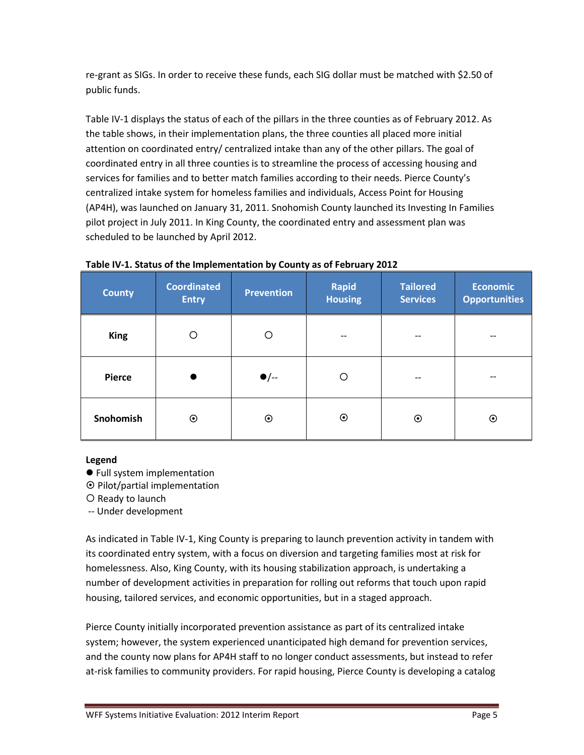re-grant as SIGs. In order to receive these funds, each SIG dollar must be matched with $2.50 of public funds.

Table IV-1 displays the status of each of the pillars in the three counties as of February 2012. As the table shows, in their implementation plans, the three counties all placed more initial attention on coordinated entry/ centralized intake than any of the other pillars. The goal of coordinated entry in all three counties is to streamline the process of accessing housing and services for families and to better match families according to their needs. Pierce County's centralized intake system for homeless families and individuals, Access Point for Housing (AP4H), was launched on January 31, 2011. Snohomish County launched its Investing In Families pilot project in July 2011. In King County, the coordinated entry and assessment plan was scheduled to be launched by April 2012.

**Table IV-1. Status of the Implementation by County as of February 2012**

| County | Coordinated Entry | Prevention | Rapid Housing | Tailored Services | Economic Opportunities |
|---|---|---|---|---|---|
| **King** | ○ | ○ | -- | -- | -- |
| **Pierce** | ● | ●/-- | ○ | -- | -- |
| **Snohomish** | ⦿ | ⦿ | ⦿ | ⦿ | ⦿ |

**Legend**
- ● Full system implementation
- ⦿ Pilot/partial implementation
- ○ Ready to launch
- -- Under development

As indicated in Table IV-1, King County is preparing to launch prevention activity in tandem with its coordinated entry system, with a focus on diversion and targeting families most at risk for homelessness. Also, King County, with its housing stabilization approach, is undertaking a number of development activities in preparation for rolling out reforms that touch upon rapid housing, tailored services, and economic opportunities, but in a staged approach.

Pierce County initially incorporated prevention assistance as part of its centralized intake system; however, the system experienced unanticipated high demand for prevention services, and the county now plans for AP4H staff to no longer conduct assessments, but instead to refer at-risk families to community providers. For rapid housing, Pierce County is developing a catalog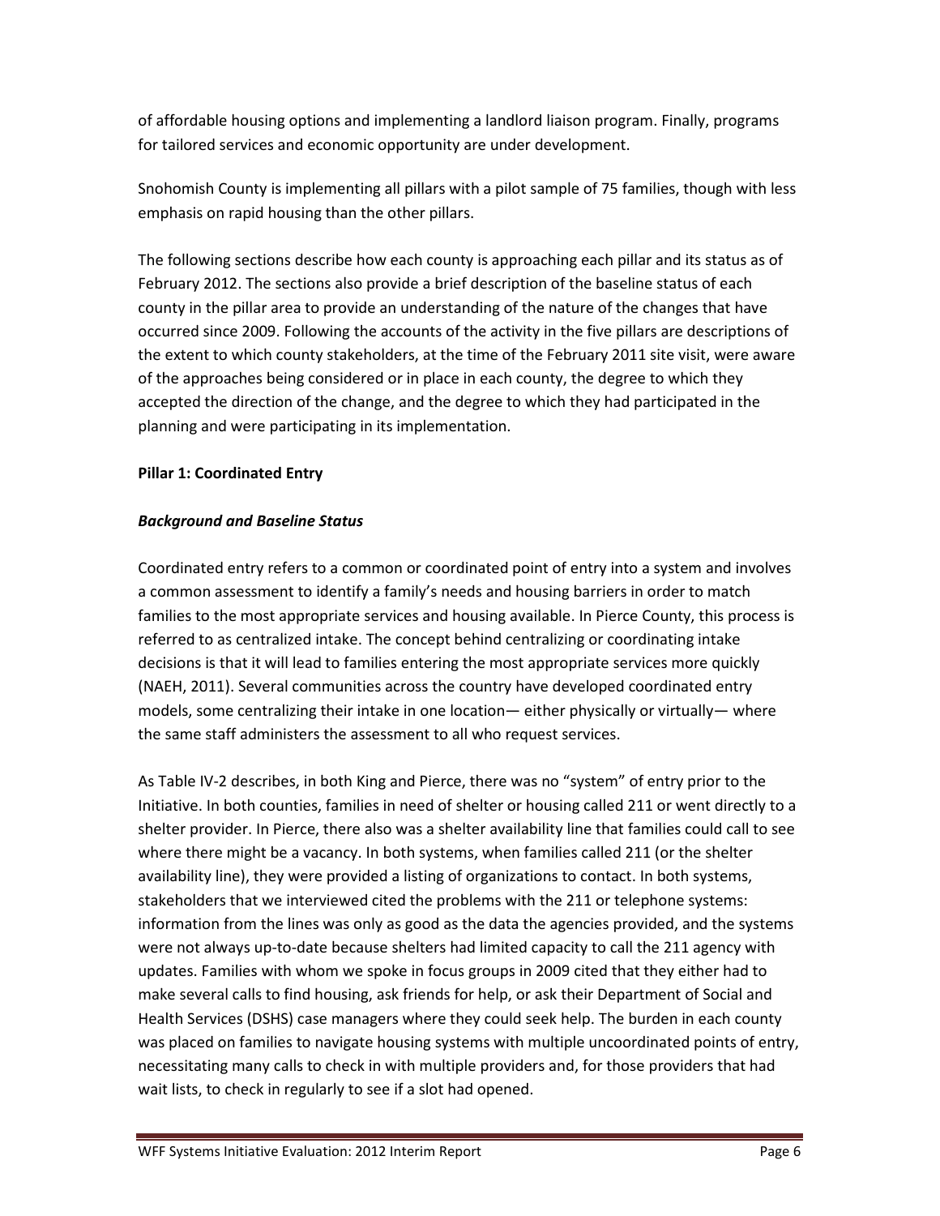of affordable housing options and implementing a landlord liaison program. Finally, programs for tailored services and economic opportunity are under development.

Snohomish County is implementing all pillars with a pilot sample of 75 families, though with less emphasis on rapid housing than the other pillars.

The following sections describe how each county is approaching each pillar and its status as of February 2012. The sections also provide a brief description of the baseline status of each county in the pillar area to provide an understanding of the nature of the changes that have occurred since 2009. Following the accounts of the activity in the five pillars are descriptions of the extent to which county stakeholders, at the time of the February 2011 site visit, were aware of the approaches being considered or in place in each county, the degree to which they accepted the direction of the change, and the degree to which they had participated in the planning and were participating in its implementation.

**Pillar 1: Coordinated Entry**

***Background and Baseline Status***

Coordinated entry refers to a common or coordinated point of entry into a system and involves a common assessment to identify a family's needs and housing barriers in order to match families to the most appropriate services and housing available. In Pierce County, this process is referred to as centralized intake. The concept behind centralizing or coordinating intake decisions is that it will lead to families entering the most appropriate services more quickly (NAEH, 2011). Several communities across the country have developed coordinated entry models, some centralizing their intake in one location— either physically or virtually— where the same staff administers the assessment to all who request services.

As Table IV-2 describes, in both King and Pierce, there was no "system" of entry prior to the Initiative. In both counties, families in need of shelter or housing called 211 or went directly to a shelter provider. In Pierce, there also was a shelter availability line that families could call to see where there might be a vacancy. In both systems, when families called 211 (or the shelter availability line), they were provided a listing of organizations to contact. In both systems, stakeholders that we interviewed cited the problems with the 211 or telephone systems: information from the lines was only as good as the data the agencies provided, and the systems were not always up-to-date because shelters had limited capacity to call the 211 agency with updates. Families with whom we spoke in focus groups in 2009 cited that they either had to make several calls to find housing, ask friends for help, or ask their Department of Social and Health Services (DSHS) case managers where they could seek help. The burden in each county was placed on families to navigate housing systems with multiple uncoordinated points of entry, necessitating many calls to check in with multiple providers and, for those providers that had wait lists, to check in regularly to see if a slot had opened.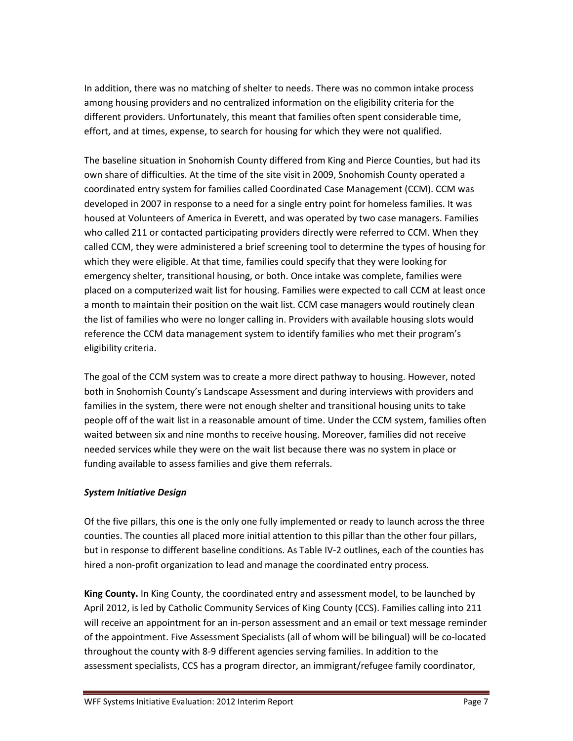In addition, there was no matching of shelter to needs. There was no common intake process among housing providers and no centralized information on the eligibility criteria for the different providers. Unfortunately, this meant that families often spent considerable time, effort, and at times, expense, to search for housing for which they were not qualified.

The baseline situation in Snohomish County differed from King and Pierce Counties, but had its own share of difficulties. At the time of the site visit in 2009, Snohomish County operated a coordinated entry system for families called Coordinated Case Management (CCM). CCM was developed in 2007 in response to a need for a single entry point for homeless families. It was housed at Volunteers of America in Everett, and was operated by two case managers. Families who called 211 or contacted participating providers directly were referred to CCM. When they called CCM, they were administered a brief screening tool to determine the types of housing for which they were eligible. At that time, families could specify that they were looking for emergency shelter, transitional housing, or both. Once intake was complete, families were placed on a computerized wait list for housing. Families were expected to call CCM at least once a month to maintain their position on the wait list. CCM case managers would routinely clean the list of families who were no longer calling in. Providers with available housing slots would reference the CCM data management system to identify families who met their program's eligibility criteria.

The goal of the CCM system was to create a more direct pathway to housing. However, noted both in Snohomish County's Landscape Assessment and during interviews with providers and families in the system, there were not enough shelter and transitional housing units to take people off of the wait list in a reasonable amount of time. Under the CCM system, families often waited between six and nine months to receive housing. Moreover, families did not receive needed services while they were on the wait list because there was no system in place or funding available to assess families and give them referrals.

***System Initiative Design***

Of the five pillars, this one is the only one fully implemented or ready to launch across the three counties. The counties all placed more initial attention to this pillar than the other four pillars, but in response to different baseline conditions. As Table IV-2 outlines, each of the counties has hired a non-profit organization to lead and manage the coordinated entry process.

**King County.** In King County, the coordinated entry and assessment model, to be launched by April 2012, is led by Catholic Community Services of King County (CCS). Families calling into 211 will receive an appointment for an in-person assessment and an email or text message reminder of the appointment. Five Assessment Specialists (all of whom will be bilingual) will be co-located throughout the county with 8-9 different agencies serving families. In addition to the assessment specialists, CCS has a program director, an immigrant/refugee family coordinator,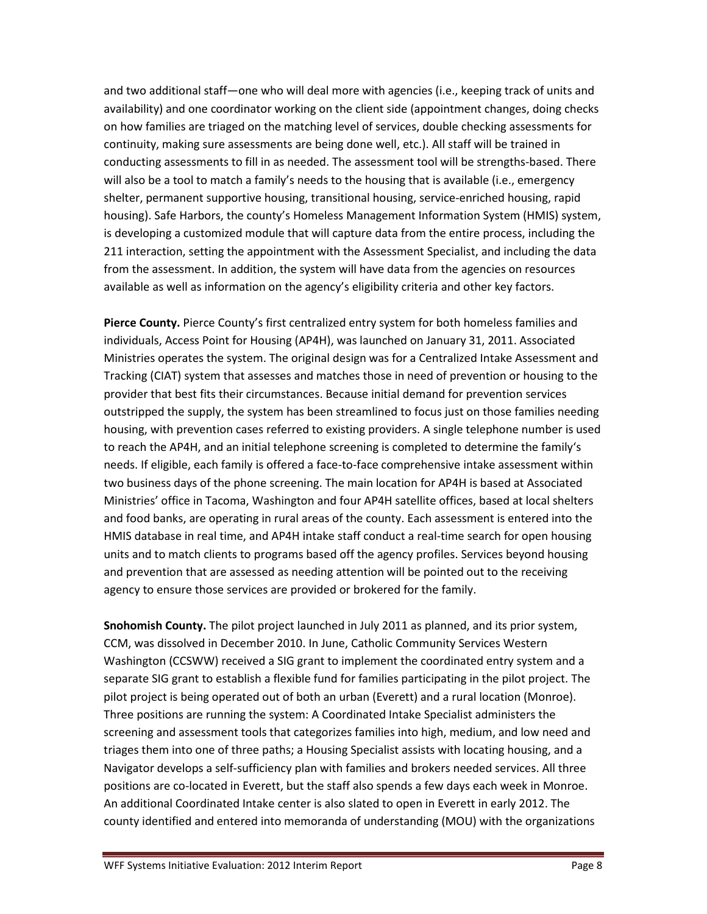and two additional staff—one who will deal more with agencies (i.e., keeping track of units and availability) and one coordinator working on the client side (appointment changes, doing checks on how families are triaged on the matching level of services, double checking assessments for continuity, making sure assessments are being done well, etc.). All staff will be trained in conducting assessments to fill in as needed. The assessment tool will be strengths-based. There will also be a tool to match a family's needs to the housing that is available (i.e., emergency shelter, permanent supportive housing, transitional housing, service-enriched housing, rapid housing). Safe Harbors, the county's Homeless Management Information System (HMIS) system, is developing a customized module that will capture data from the entire process, including the 211 interaction, setting the appointment with the Assessment Specialist, and including the data from the assessment. In addition, the system will have data from the agencies on resources available as well as information on the agency's eligibility criteria and other key factors.

**Pierce County.** Pierce County's first centralized entry system for both homeless families and individuals, Access Point for Housing (AP4H), was launched on January 31, 2011. Associated Ministries operates the system. The original design was for a Centralized Intake Assessment and Tracking (CIAT) system that assesses and matches those in need of prevention or housing to the provider that best fits their circumstances. Because initial demand for prevention services outstripped the supply, the system has been streamlined to focus just on those families needing housing, with prevention cases referred to existing providers. A single telephone number is used to reach the AP4H, and an initial telephone screening is completed to determine the family's needs. If eligible, each family is offered a face-to-face comprehensive intake assessment within two business days of the phone screening. The main location for AP4H is based at Associated Ministries' office in Tacoma, Washington and four AP4H satellite offices, based at local shelters and food banks, are operating in rural areas of the county. Each assessment is entered into the HMIS database in real time, and AP4H intake staff conduct a real-time search for open housing units and to match clients to programs based off the agency profiles. Services beyond housing and prevention that are assessed as needing attention will be pointed out to the receiving agency to ensure those services are provided or brokered for the family.

**Snohomish County.** The pilot project launched in July 2011 as planned, and its prior system, CCM, was dissolved in December 2010. In June, Catholic Community Services Western Washington (CCSWW) received a SIG grant to implement the coordinated entry system and a separate SIG grant to establish a flexible fund for families participating in the pilot project. The pilot project is being operated out of both an urban (Everett) and a rural location (Monroe). Three positions are running the system: A Coordinated Intake Specialist administers the screening and assessment tools that categorizes families into high, medium, and low need and triages them into one of three paths; a Housing Specialist assists with locating housing, and a Navigator develops a self-sufficiency plan with families and brokers needed services. All three positions are co-located in Everett, but the staff also spends a few days each week in Monroe. An additional Coordinated Intake center is also slated to open in Everett in early 2012. The county identified and entered into memoranda of understanding (MOU) with the organizations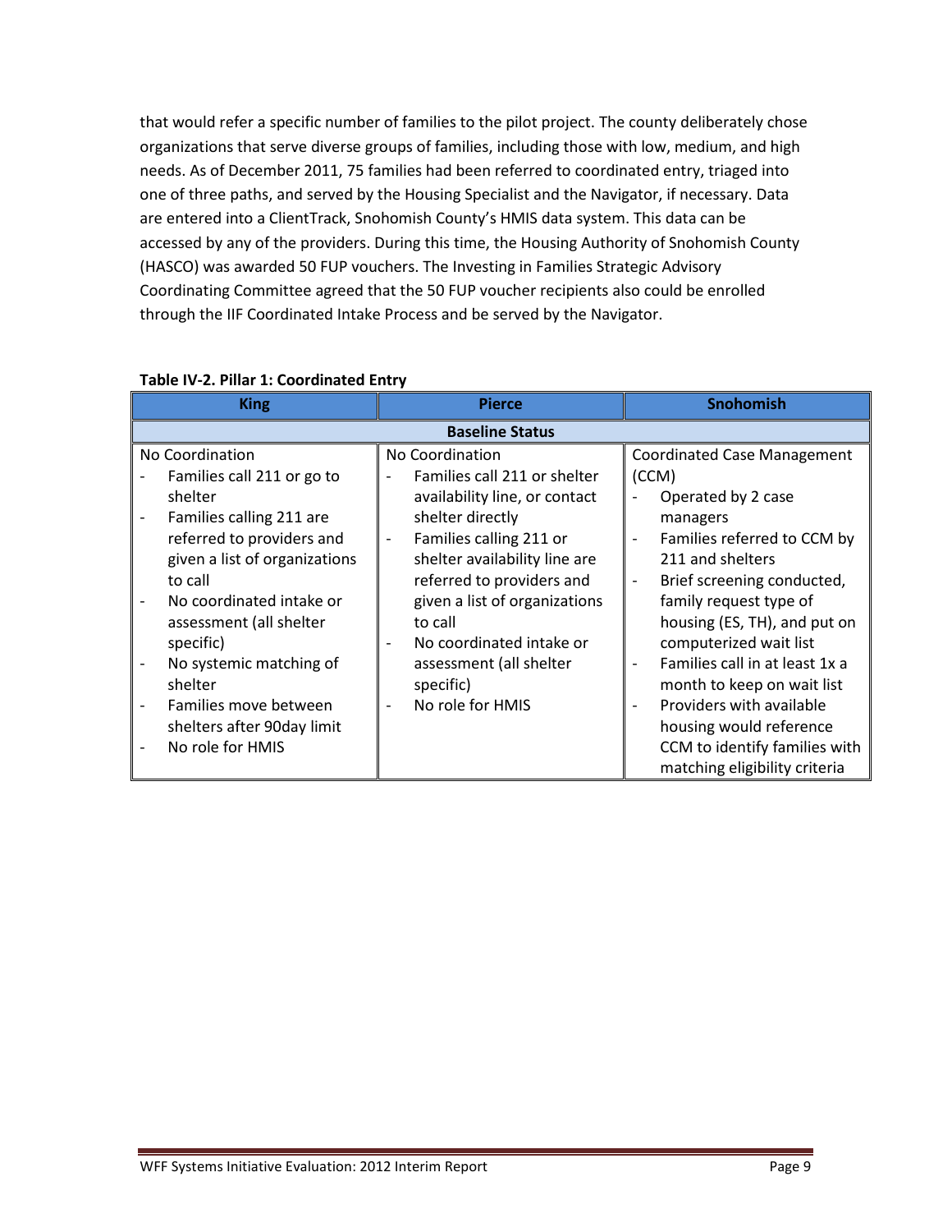that would refer a specific number of families to the pilot project. The county deliberately chose organizations that serve diverse groups of families, including those with low, medium, and high needs. As of December 2011, 75 families had been referred to coordinated entry, triaged into one of three paths, and served by the Housing Specialist and the Navigator, if necessary. Data are entered into a ClientTrack, Snohomish County's HMIS data system. This data can be accessed by any of the providers. During this time, the Housing Authority of Snohomish County (HASCO) was awarded 50 FUP vouchers. The Investing in Families Strategic Advisory Coordinating Committee agreed that the 50 FUP voucher recipients also could be enrolled through the IIF Coordinated Intake Process and be served by the Navigator.

**Table IV-2. Pillar 1: Coordinated Entry**

| King | Pierce | Snohomish |
|---|---|---|
| **Baseline Status** | | |
| No Coordination<br>- Families call 211 or go to shelter<br>- Families calling 211 are referred to providers and given a list of organizations to call<br>- No coordinated intake or assessment (all shelter specific)<br>- No systemic matching of shelter<br>- Families move between shelters after 90day limit<br>- No role for HMIS | No Coordination<br>- Families call 211 or shelter availability line, or contact shelter directly<br>- Families calling 211 or shelter availability line are referred to providers and given a list of organizations to call<br>- No coordinated intake or assessment (all shelter specific)<br>- No role for HMIS | Coordinated Case Management (CCM)<br>- Operated by 2 case managers<br>- Families referred to CCM by 211 and shelters<br>- Brief screening conducted, family request type of housing (ES, TH), and put on computerized wait list<br>- Families call in at least 1x a month to keep on wait list<br>- Providers with available housing would reference CCM to identify families with matching eligibility criteria |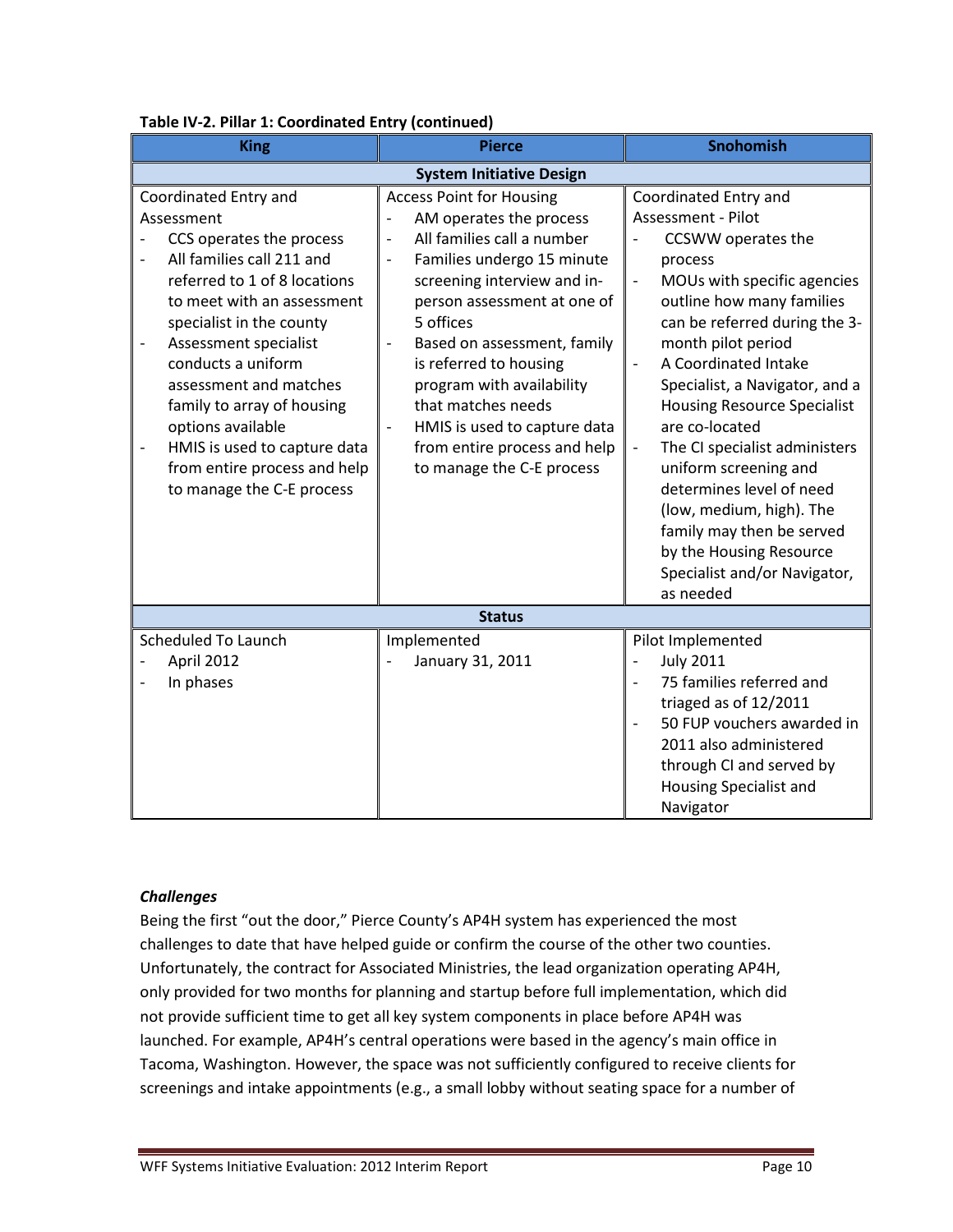**Table IV-2. Pillar 1: Coordinated Entry (continued)**

| King | Pierce | Snohomish |
|---|---|---|
| **System Initiative Design** | | |
| Coordinated Entry and Assessment<br>- CCS operates the process<br>- All families call 211 and referred to 1 of 8 locations to meet with an assessment specialist in the county<br>- Assessment specialist conducts a uniform assessment and matches family to array of housing options available<br>- HMIS is used to capture data from entire process and help to manage the C-E process | Access Point for Housing<br>- AM operates the process<br>- All families call a number<br>- Families undergo 15 minute screening interview and in-person assessment at one of 5 offices<br>- Based on assessment, family is referred to housing program with availability that matches needs<br>- HMIS is used to capture data from entire process and help to manage the C-E process | Coordinated Entry and Assessment - Pilot<br>- CCSWW operates the process<br>- MOUs with specific agencies outline how many families can be referred during the 3-month pilot period<br>- A Coordinated Intake Specialist, a Navigator, and a Housing Resource Specialist are co-located<br>- The CI specialist administers uniform screening and determines level of need (low, medium, high). The family may then be served by the Housing Resource Specialist and/or Navigator, as needed |
| **Status** | | |
| Scheduled To Launch<br>- April 2012<br>- In phases | Implemented<br>- January 31, 2011 | Pilot Implemented<br>- July 2011<br>- 75 families referred and triaged as of 12/2011<br>- 50 FUP vouchers awarded in 2011 also administered through CI and served by Housing Specialist and Navigator |

***Challenges***

Being the first "out the door," Pierce County's AP4H system has experienced the most challenges to date that have helped guide or confirm the course of the other two counties. Unfortunately, the contract for Associated Ministries, the lead organization operating AP4H, only provided for two months for planning and startup before full implementation, which did not provide sufficient time to get all key system components in place before AP4H was launched. For example, AP4H's central operations were based in the agency's main office in Tacoma, Washington. However, the space was not sufficiently configured to receive clients for screenings and intake appointments (e.g., a small lobby without seating space for a number of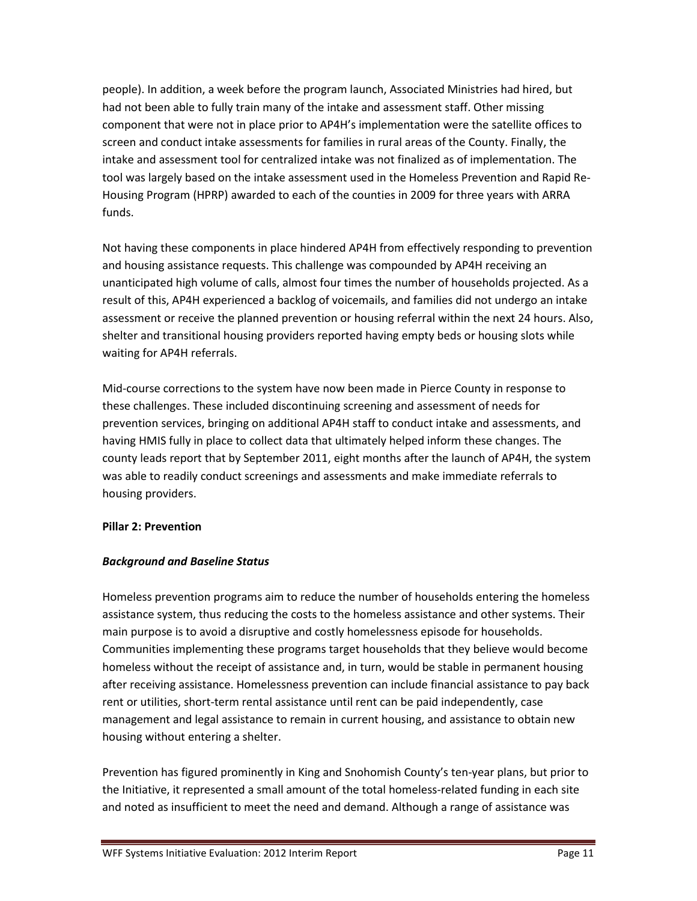people). In addition, a week before the program launch, Associated Ministries had hired, but had not been able to fully train many of the intake and assessment staff. Other missing component that were not in place prior to AP4H's implementation were the satellite offices to screen and conduct intake assessments for families in rural areas of the County. Finally, the intake and assessment tool for centralized intake was not finalized as of implementation. The tool was largely based on the intake assessment used in the Homeless Prevention and Rapid Re-Housing Program (HPRP) awarded to each of the counties in 2009 for three years with ARRA funds.

Not having these components in place hindered AP4H from effectively responding to prevention and housing assistance requests. This challenge was compounded by AP4H receiving an unanticipated high volume of calls, almost four times the number of households projected. As a result of this, AP4H experienced a backlog of voicemails, and families did not undergo an intake assessment or receive the planned prevention or housing referral within the next 24 hours. Also, shelter and transitional housing providers reported having empty beds or housing slots while waiting for AP4H referrals.

Mid-course corrections to the system have now been made in Pierce County in response to these challenges. These included discontinuing screening and assessment of needs for prevention services, bringing on additional AP4H staff to conduct intake and assessments, and having HMIS fully in place to collect data that ultimately helped inform these changes. The county leads report that by September 2011, eight months after the launch of AP4H, the system was able to readily conduct screenings and assessments and make immediate referrals to housing providers.

**Pillar 2: Prevention**

***Background and Baseline Status***

Homeless prevention programs aim to reduce the number of households entering the homeless assistance system, thus reducing the costs to the homeless assistance and other systems. Their main purpose is to avoid a disruptive and costly homelessness episode for households. Communities implementing these programs target households that they believe would become homeless without the receipt of assistance and, in turn, would be stable in permanent housing after receiving assistance. Homelessness prevention can include financial assistance to pay back rent or utilities, short-term rental assistance until rent can be paid independently, case management and legal assistance to remain in current housing, and assistance to obtain new housing without entering a shelter.

Prevention has figured prominently in King and Snohomish County's ten-year plans, but prior to the Initiative, it represented a small amount of the total homeless-related funding in each site and noted as insufficient to meet the need and demand. Although a range of assistance was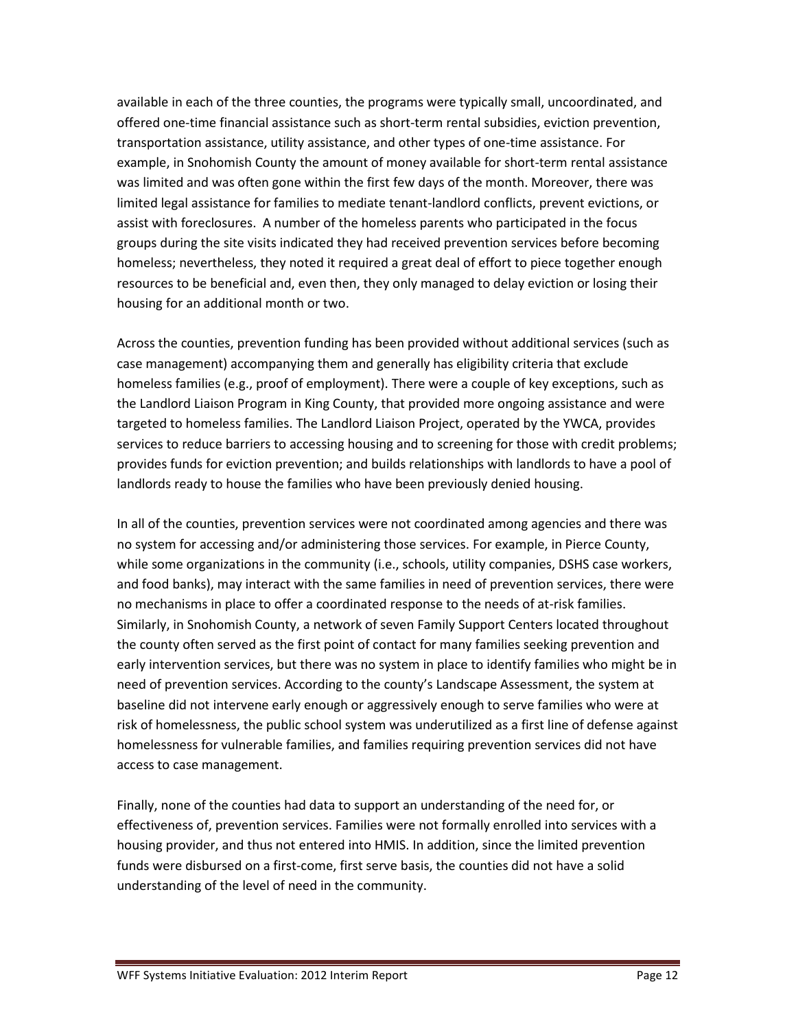available in each of the three counties, the programs were typically small, uncoordinated, and offered one-time financial assistance such as short-term rental subsidies, eviction prevention, transportation assistance, utility assistance, and other types of one-time assistance. For example, in Snohomish County the amount of money available for short-term rental assistance was limited and was often gone within the first few days of the month. Moreover, there was limited legal assistance for families to mediate tenant-landlord conflicts, prevent evictions, or assist with foreclosures. A number of the homeless parents who participated in the focus groups during the site visits indicated they had received prevention services before becoming homeless; nevertheless, they noted it required a great deal of effort to piece together enough resources to be beneficial and, even then, they only managed to delay eviction or losing their housing for an additional month or two.

Across the counties, prevention funding has been provided without additional services (such as case management) accompanying them and generally has eligibility criteria that exclude homeless families (e.g., proof of employment). There were a couple of key exceptions, such as the Landlord Liaison Program in King County, that provided more ongoing assistance and were targeted to homeless families. The Landlord Liaison Project, operated by the YWCA, provides services to reduce barriers to accessing housing and to screening for those with credit problems; provides funds for eviction prevention; and builds relationships with landlords to have a pool of landlords ready to house the families who have been previously denied housing.

In all of the counties, prevention services were not coordinated among agencies and there was no system for accessing and/or administering those services. For example, in Pierce County, while some organizations in the community (i.e., schools, utility companies, DSHS case workers, and food banks), may interact with the same families in need of prevention services, there were no mechanisms in place to offer a coordinated response to the needs of at-risk families. Similarly, in Snohomish County, a network of seven Family Support Centers located throughout the county often served as the first point of contact for many families seeking prevention and early intervention services, but there was no system in place to identify families who might be in need of prevention services. According to the county's Landscape Assessment, the system at baseline did not intervene early enough or aggressively enough to serve families who were at risk of homelessness, the public school system was underutilized as a first line of defense against homelessness for vulnerable families, and families requiring prevention services did not have access to case management.

Finally, none of the counties had data to support an understanding of the need for, or effectiveness of, prevention services. Families were not formally enrolled into services with a housing provider, and thus not entered into HMIS. In addition, since the limited prevention funds were disbursed on a first-come, first serve basis, the counties did not have a solid understanding of the level of need in the community.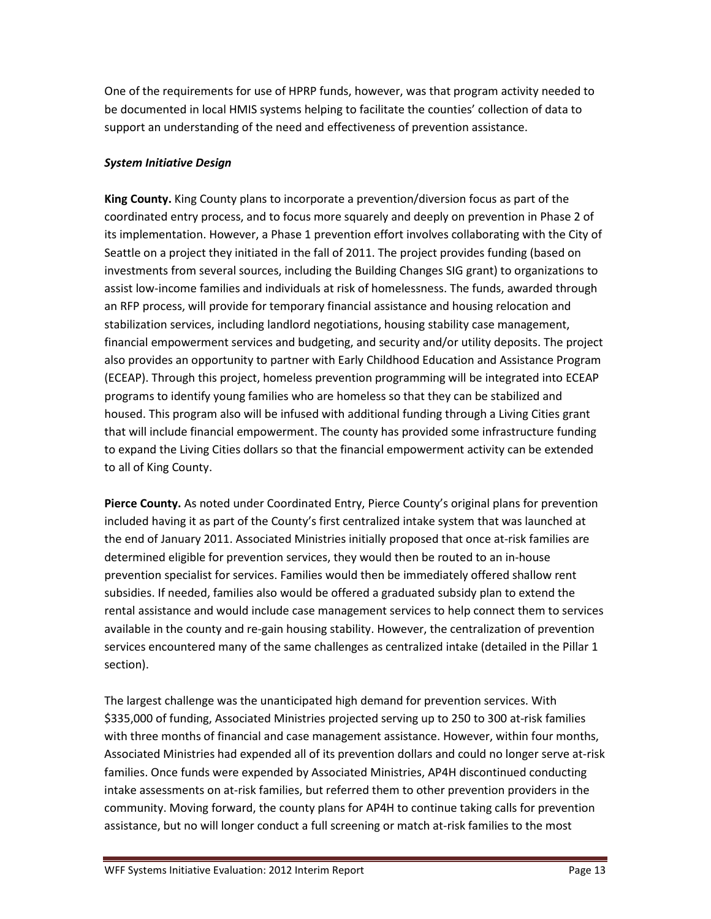One of the requirements for use of HPRP funds, however, was that program activity needed to be documented in local HMIS systems helping to facilitate the counties' collection of data to support an understanding of the need and effectiveness of prevention assistance.

***System Initiative Design***

**King County.** King County plans to incorporate a prevention/diversion focus as part of the coordinated entry process, and to focus more squarely and deeply on prevention in Phase 2 of its implementation. However, a Phase 1 prevention effort involves collaborating with the City of Seattle on a project they initiated in the fall of 2011. The project provides funding (based on investments from several sources, including the Building Changes SIG grant) to organizations to assist low-income families and individuals at risk of homelessness. The funds, awarded through an RFP process, will provide for temporary financial assistance and housing relocation and stabilization services, including landlord negotiations, housing stability case management, financial empowerment services and budgeting, and security and/or utility deposits. The project also provides an opportunity to partner with Early Childhood Education and Assistance Program (ECEAP). Through this project, homeless prevention programming will be integrated into ECEAP programs to identify young families who are homeless so that they can be stabilized and housed. This program also will be infused with additional funding through a Living Cities grant that will include financial empowerment. The county has provided some infrastructure funding to expand the Living Cities dollars so that the financial empowerment activity can be extended to all of King County.

**Pierce County.** As noted under Coordinated Entry, Pierce County's original plans for prevention included having it as part of the County's first centralized intake system that was launched at the end of January 2011. Associated Ministries initially proposed that once at-risk families are determined eligible for prevention services, they would then be routed to an in-house prevention specialist for services. Families would then be immediately offered shallow rent subsidies. If needed, families also would be offered a graduated subsidy plan to extend the rental assistance and would include case management services to help connect them to services available in the county and re-gain housing stability. However, the centralization of prevention services encountered many of the same challenges as centralized intake (detailed in the Pillar 1 section).

The largest challenge was the unanticipated high demand for prevention services. With $335,000 of funding, Associated Ministries projected serving up to 250 to 300 at-risk families with three months of financial and case management assistance. However, within four months, Associated Ministries had expended all of its prevention dollars and could no longer serve at-risk families. Once funds were expended by Associated Ministries, AP4H discontinued conducting intake assessments on at-risk families, but referred them to other prevention providers in the community. Moving forward, the county plans for AP4H to continue taking calls for prevention assistance, but no will longer conduct a full screening or match at-risk families to the most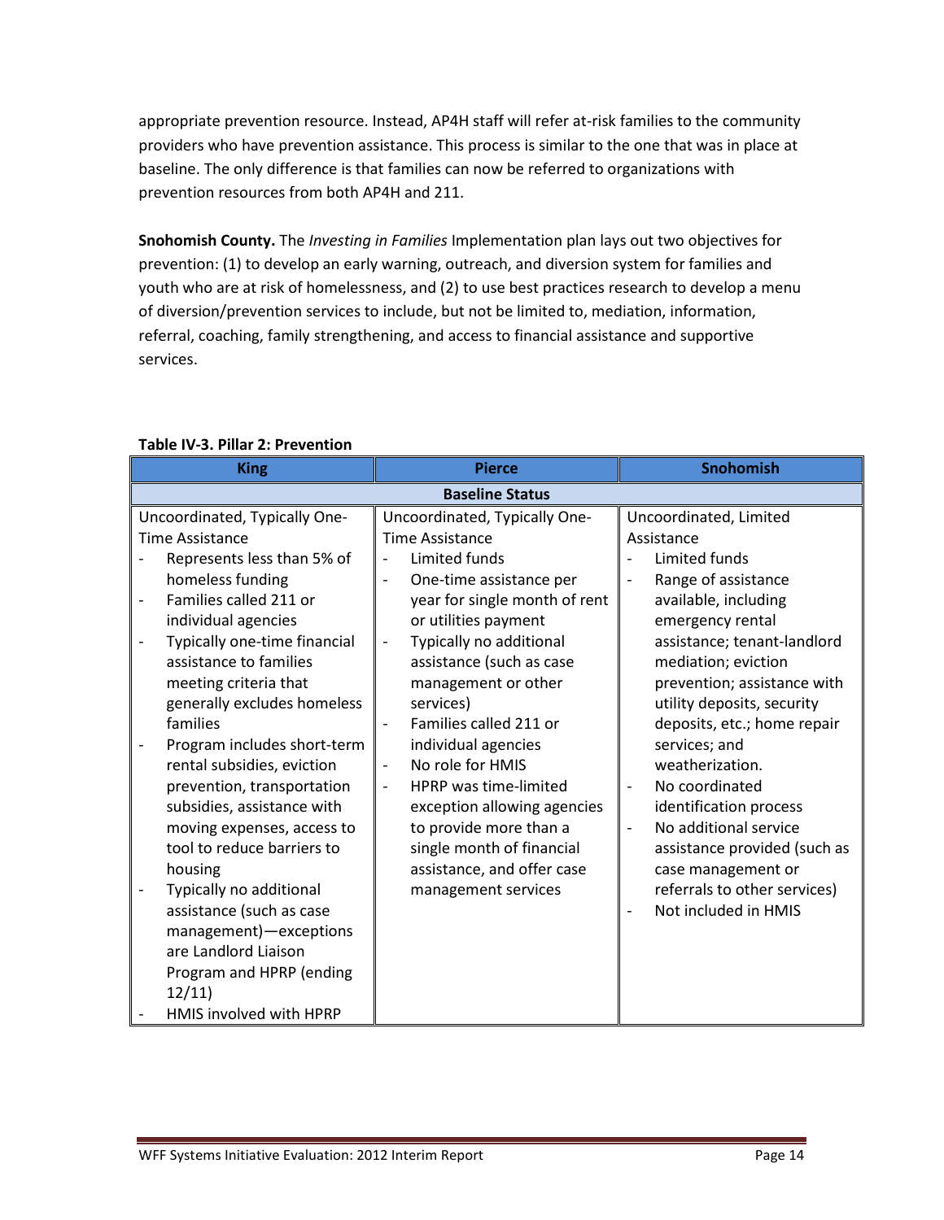appropriate prevention resource. Instead, AP4H staff will refer at-risk families to the community providers who have prevention assistance. This process is similar to the one that was in place at baseline. The only difference is that families can now be referred to organizations with prevention resources from both AP4H and 211.

**Snohomish County.** The *Investing in Families* Implementation plan lays out two objectives for prevention: (1) to develop an early warning, outreach, and diversion system for families and youth who are at risk of homelessness, and (2) to use best practices research to develop a menu of diversion/prevention services to include, but not be limited to, mediation, information, referral, coaching, family strengthening, and access to financial assistance and supportive services.

**Table IV-3. Pillar 2: Prevention**

| King | Pierce | Snohomish |
|---|---|---|
| **Baseline Status** | | |
| Uncoordinated, Typically One-Time Assistance<br>- Represents less than 5% of homeless funding<br>- Families called 211 or individual agencies<br>- Typically one-time financial assistance to families meeting criteria that generally excludes homeless families<br>- Program includes short-term rental subsidies, eviction prevention, transportation subsidies, assistance with moving expenses, access to tool to reduce barriers to housing<br>- Typically no additional assistance (such as case management)—exceptions are Landlord Liaison Program and HPRP (ending 12/11)<br>- HMIS involved with HPRP | Uncoordinated, Typically One-Time Assistance<br>- Limited funds<br>- One-time assistance per year for single month of rent or utilities payment<br>- Typically no additional assistance (such as case management or other services)<br>- Families called 211 or individual agencies<br>- No role for HMIS<br>- HPRP was time-limited exception allowing agencies to provide more than a single month of financial assistance, and offer case management services | Uncoordinated, Limited Assistance<br>- Limited funds<br>- Range of assistance available, including emergency rental assistance; tenant-landlord mediation; eviction prevention; assistance with utility deposits, security deposits, etc.; home repair services; and weatherization.<br>- No coordinated identification process<br>- No additional service assistance provided (such as case management or referrals to other services)<br>- Not included in HMIS |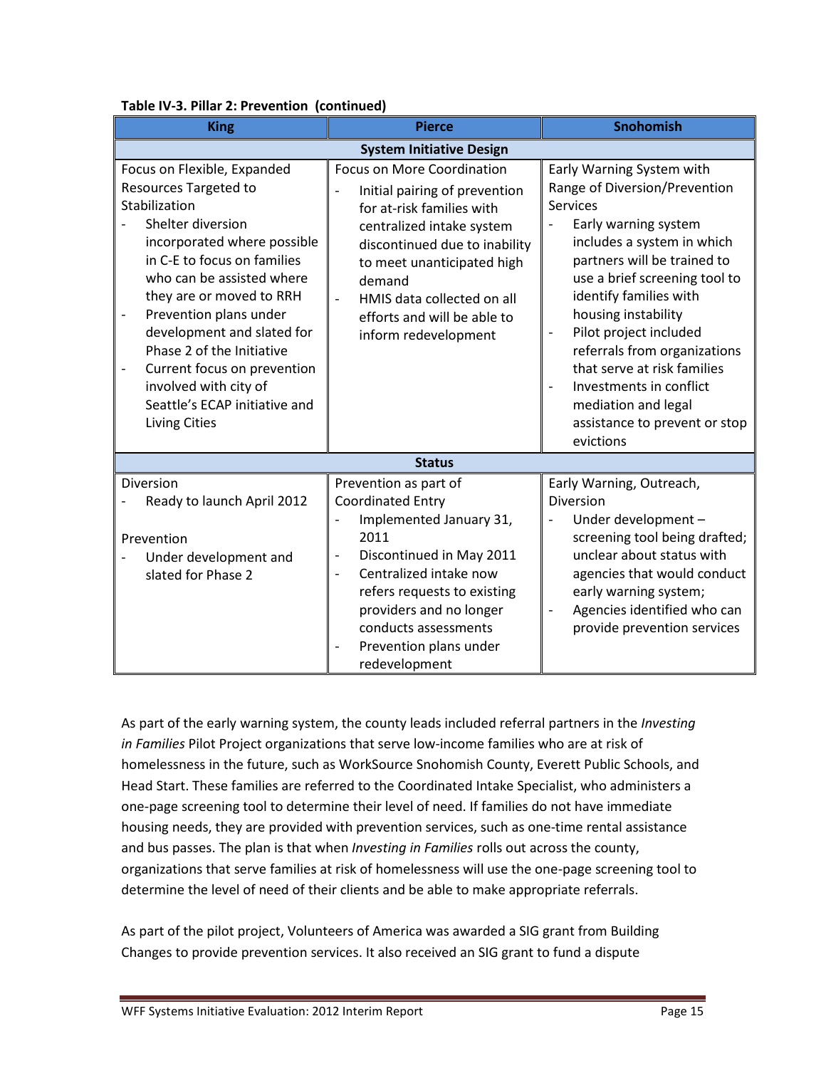**Table IV-3. Pillar 2: Prevention (continued)**

| King | Pierce | Snohomish |
|---|---|---|
| **System Initiative Design** | | |
| Focus on Flexible, Expanded Resources Targeted to Stabilization<br>- Shelter diversion incorporated where possible in C-E to focus on families who can be assisted where they are or moved to RRH<br>- Prevention plans under development and slated for Phase 2 of the Initiative<br>- Current focus on prevention involved with city of Seattle's ECAP initiative and Living Cities | Focus on More Coordination<br>- Initial pairing of prevention for at-risk families with centralized intake system discontinued due to inability to meet unanticipated high demand<br>- HMIS data collected on all efforts and will be able to inform redevelopment | Early Warning System with Range of Diversion/Prevention Services<br>- Early warning system includes a system in which partners will be trained to use a brief screening tool to identify families with housing instability<br>- Pilot project included referrals from organizations that serve at risk families<br>- Investments in conflict mediation and legal assistance to prevent or stop evictions |
| **Status** | | |
| Diversion<br>- Ready to launch April 2012<br><br>Prevention<br>- Under development and slated for Phase 2 | Prevention as part of Coordinated Entry<br>- Implemented January 31, 2011<br>- Discontinued in May 2011<br>- Centralized intake now refers requests to existing providers and no longer conducts assessments<br>- Prevention plans under redevelopment | Early Warning, Outreach, Diversion<br>- Under development – screening tool being drafted; unclear about status with agencies that would conduct early warning system;<br>- Agencies identified who can provide prevention services |

As part of the early warning system, the county leads included referral partners in the *Investing in Families* Pilot Project organizations that serve low-income families who are at risk of homelessness in the future, such as WorkSource Snohomish County, Everett Public Schools, and Head Start. These families are referred to the Coordinated Intake Specialist, who administers a one-page screening tool to determine their level of need. If families do not have immediate housing needs, they are provided with prevention services, such as one-time rental assistance and bus passes. The plan is that when *Investing in Families* rolls out across the county, organizations that serve families at risk of homelessness will use the one-page screening tool to determine the level of need of their clients and be able to make appropriate referrals.

As part of the pilot project, Volunteers of America was awarded a SIG grant from Building Changes to provide prevention services. It also received an SIG grant to fund a dispute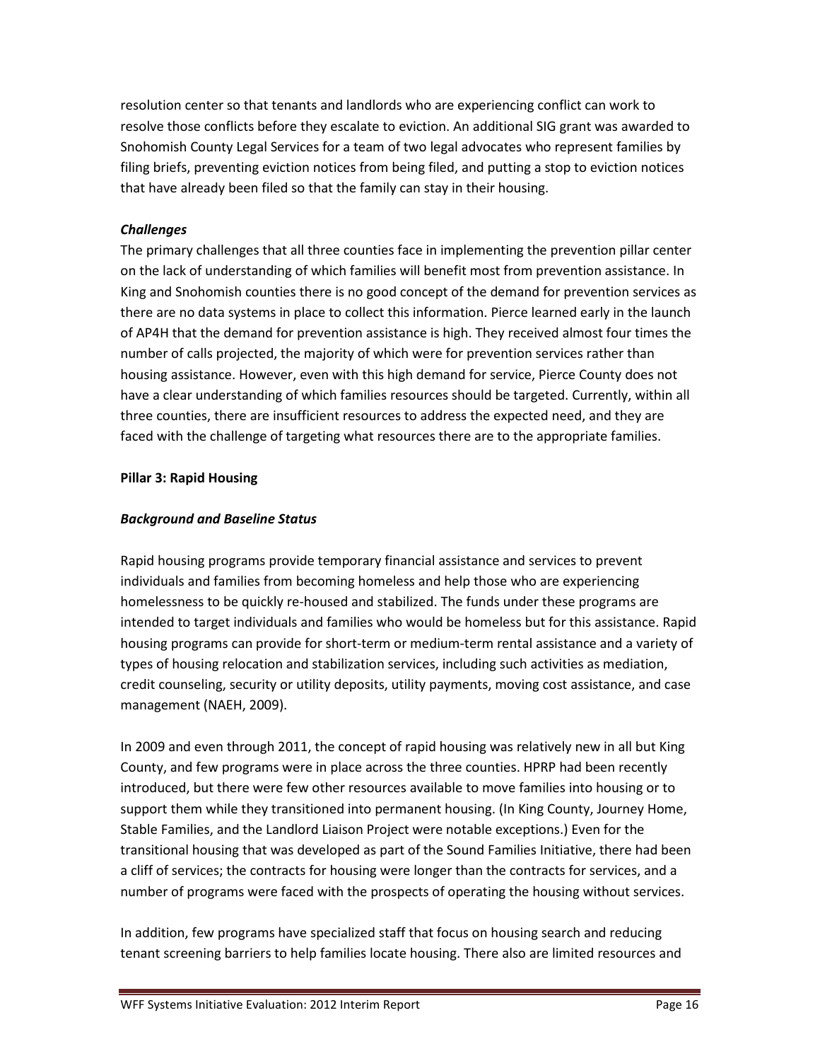resolution center so that tenants and landlords who are experiencing conflict can work to resolve those conflicts before they escalate to eviction. An additional SIG grant was awarded to Snohomish County Legal Services for a team of two legal advocates who represent families by filing briefs, preventing eviction notices from being filed, and putting a stop to eviction notices that have already been filed so that the family can stay in their housing.

***Challenges***

The primary challenges that all three counties face in implementing the prevention pillar center on the lack of understanding of which families will benefit most from prevention assistance. In King and Snohomish counties there is no good concept of the demand for prevention services as there are no data systems in place to collect this information. Pierce learned early in the launch of AP4H that the demand for prevention assistance is high. They received almost four times the number of calls projected, the majority of which were for prevention services rather than housing assistance. However, even with this high demand for service, Pierce County does not have a clear understanding of which families resources should be targeted. Currently, within all three counties, there are insufficient resources to address the expected need, and they are faced with the challenge of targeting what resources there are to the appropriate families.

**Pillar 3: Rapid Housing**

***Background and Baseline Status***

Rapid housing programs provide temporary financial assistance and services to prevent individuals and families from becoming homeless and help those who are experiencing homelessness to be quickly re-housed and stabilized. The funds under these programs are intended to target individuals and families who would be homeless but for this assistance. Rapid housing programs can provide for short-term or medium-term rental assistance and a variety of types of housing relocation and stabilization services, including such activities as mediation, credit counseling, security or utility deposits, utility payments, moving cost assistance, and case management (NAEH, 2009).

In 2009 and even through 2011, the concept of rapid housing was relatively new in all but King County, and few programs were in place across the three counties. HPRP had been recently introduced, but there were few other resources available to move families into housing or to support them while they transitioned into permanent housing. (In King County, Journey Home, Stable Families, and the Landlord Liaison Project were notable exceptions.) Even for the transitional housing that was developed as part of the Sound Families Initiative, there had been a cliff of services; the contracts for housing were longer than the contracts for services, and a number of programs were faced with the prospects of operating the housing without services.

In addition, few programs have specialized staff that focus on housing search and reducing tenant screening barriers to help families locate housing. There also are limited resources and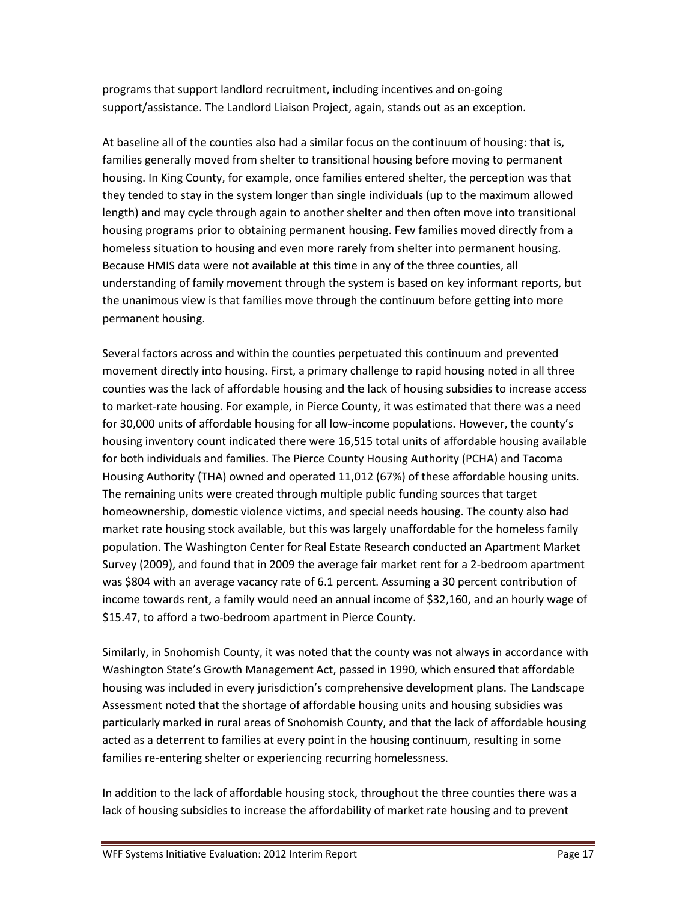programs that support landlord recruitment, including incentives and on-going support/assistance. The Landlord Liaison Project, again, stands out as an exception.

At baseline all of the counties also had a similar focus on the continuum of housing: that is, families generally moved from shelter to transitional housing before moving to permanent housing. In King County, for example, once families entered shelter, the perception was that they tended to stay in the system longer than single individuals (up to the maximum allowed length) and may cycle through again to another shelter and then often move into transitional housing programs prior to obtaining permanent housing. Few families moved directly from a homeless situation to housing and even more rarely from shelter into permanent housing. Because HMIS data were not available at this time in any of the three counties, all understanding of family movement through the system is based on key informant reports, but the unanimous view is that families move through the continuum before getting into more permanent housing.

Several factors across and within the counties perpetuated this continuum and prevented movement directly into housing. First, a primary challenge to rapid housing noted in all three counties was the lack of affordable housing and the lack of housing subsidies to increase access to market-rate housing. For example, in Pierce County, it was estimated that there was a need for 30,000 units of affordable housing for all low-income populations. However, the county's housing inventory count indicated there were 16,515 total units of affordable housing available for both individuals and families. The Pierce County Housing Authority (PCHA) and Tacoma Housing Authority (THA) owned and operated 11,012 (67%) of these affordable housing units. The remaining units were created through multiple public funding sources that target homeownership, domestic violence victims, and special needs housing. The county also had market rate housing stock available, but this was largely unaffordable for the homeless family population. The Washington Center for Real Estate Research conducted an Apartment Market Survey (2009), and found that in 2009 the average fair market rent for a 2-bedroom apartment was $804 with an average vacancy rate of 6.1 percent. Assuming a 30 percent contribution of income towards rent, a family would need an annual income of $32,160, and an hourly wage of $15.47, to afford a two-bedroom apartment in Pierce County.

Similarly, in Snohomish County, it was noted that the county was not always in accordance with Washington State's Growth Management Act, passed in 1990, which ensured that affordable housing was included in every jurisdiction's comprehensive development plans. The Landscape Assessment noted that the shortage of affordable housing units and housing subsidies was particularly marked in rural areas of Snohomish County, and that the lack of affordable housing acted as a deterrent to families at every point in the housing continuum, resulting in some families re-entering shelter or experiencing recurring homelessness.

In addition to the lack of affordable housing stock, throughout the three counties there was a lack of housing subsidies to increase the affordability of market rate housing and to prevent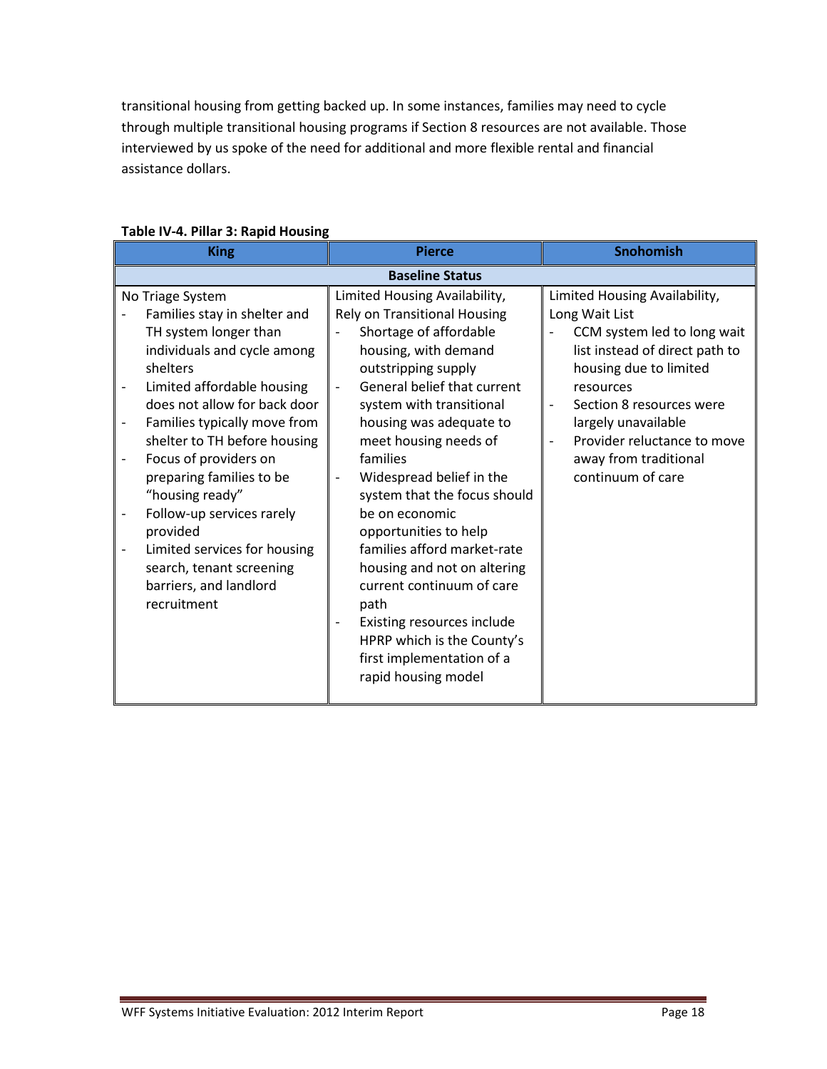transitional housing from getting backed up. In some instances, families may need to cycle through multiple transitional housing programs if Section 8 resources are not available. Those interviewed by us spoke of the need for additional and more flexible rental and financial assistance dollars.

**Table IV-4. Pillar 3: Rapid Housing**

| King | Pierce | Snohomish |
|---|---|---|
| **Baseline Status** | | |
| No Triage System<br>- Families stay in shelter and TH system longer than individuals and cycle among shelters<br>- Limited affordable housing does not allow for back door<br>- Families typically move from shelter to TH before housing<br>- Focus of providers on preparing families to be "housing ready"<br>- Follow-up services rarely provided<br>- Limited services for housing search, tenant screening barriers, and landlord recruitment | Limited Housing Availability, Rely on Transitional Housing<br>- Shortage of affordable housing, with demand outstripping supply<br>- General belief that current system with transitional housing was adequate to meet housing needs of families<br>- Widespread belief in the system that the focus should be on economic opportunities to help families afford market-rate housing and not on altering current continuum of care path<br>- Existing resources include HPRP which is the County's first implementation of a rapid housing model | Limited Housing Availability, Long Wait List<br>- CCM system led to long wait list instead of direct path to housing due to limited resources<br>- Section 8 resources were largely unavailable<br>- Provider reluctance to move away from traditional continuum of care |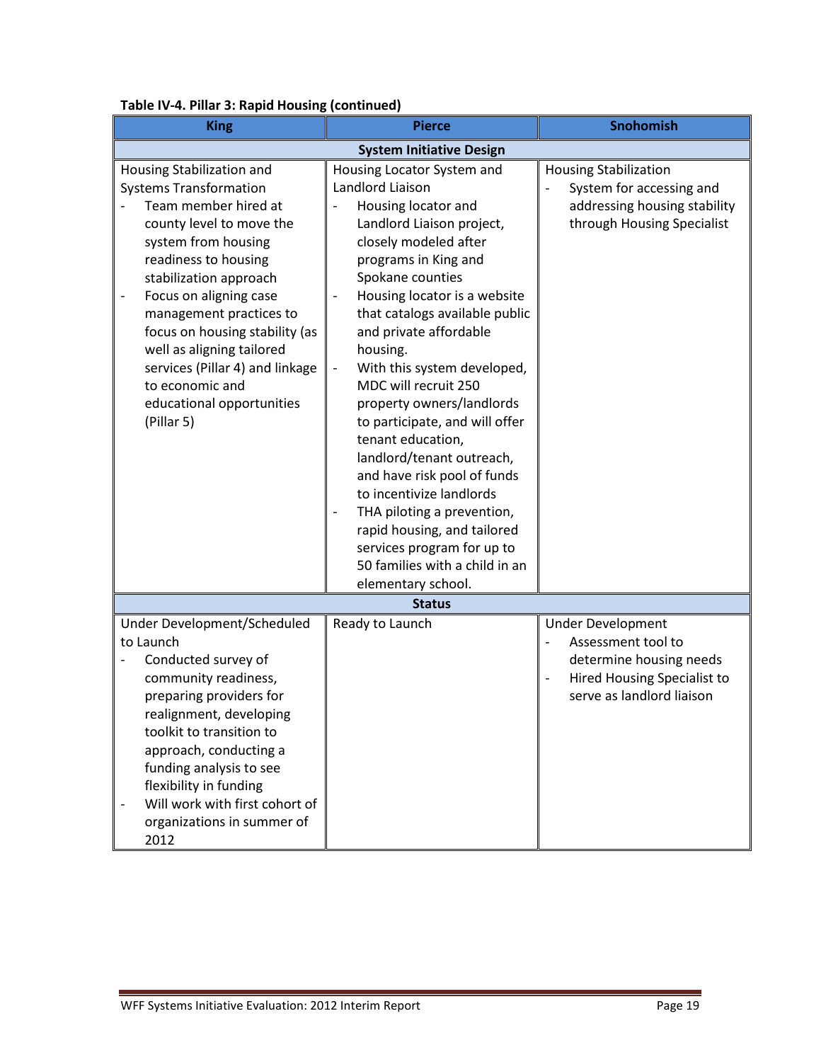**Table IV-4. Pillar 3: Rapid Housing (continued)**

| King | Pierce | Snohomish |
|---|---|---|
| **System Initiative Design** | | |
| Housing Stabilization and Systems Transformation<br>- Team member hired at county level to move the system from housing readiness to housing stabilization approach<br>- Focus on aligning case management practices to focus on housing stability (as well as aligning tailored services (Pillar 4) and linkage to economic and educational opportunities (Pillar 5) | Housing Locator System and Landlord Liaison<br>- Housing locator and Landlord Liaison project, closely modeled after programs in King and Spokane counties<br>- Housing locator is a website that catalogs available public and private affordable housing.<br>- With this system developed, MDC will recruit 250 property owners/landlords to participate, and will offer tenant education, landlord/tenant outreach, and have risk pool of funds to incentivize landlords<br>- THA piloting a prevention, rapid housing, and tailored services program for up to 50 families with a child in an elementary school. | Housing Stabilization<br>- System for accessing and addressing housing stability through Housing Specialist |
| **Status** | | |
| Under Development/Scheduled to Launch<br>- Conducted survey of community readiness, preparing providers for realignment, developing toolkit to transition to approach, conducting a funding analysis to see flexibility in funding<br>- Will work with first cohort of organizations in summer of 2012 | Ready to Launch | Under Development<br>- Assessment tool to determine housing needs<br>- Hired Housing Specialist to serve as landlord liaison |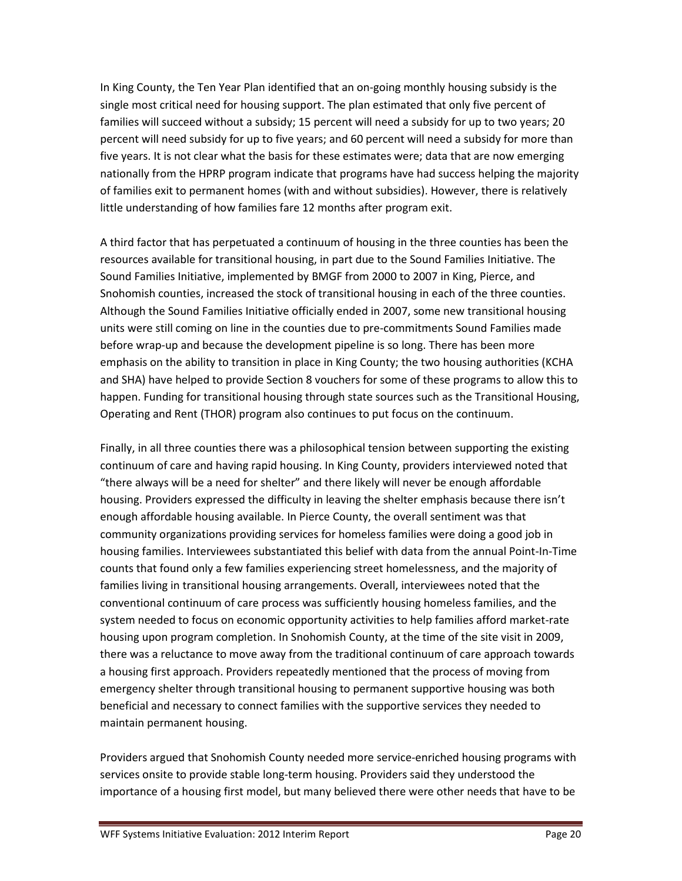In King County, the Ten Year Plan identified that an on-going monthly housing subsidy is the single most critical need for housing support. The plan estimated that only five percent of families will succeed without a subsidy; 15 percent will need a subsidy for up to two years; 20 percent will need subsidy for up to five years; and 60 percent will need a subsidy for more than five years. It is not clear what the basis for these estimates were; data that are now emerging nationally from the HPRP program indicate that programs have had success helping the majority of families exit to permanent homes (with and without subsidies). However, there is relatively little understanding of how families fare 12 months after program exit.

A third factor that has perpetuated a continuum of housing in the three counties has been the resources available for transitional housing, in part due to the Sound Families Initiative. The Sound Families Initiative, implemented by BMGF from 2000 to 2007 in King, Pierce, and Snohomish counties, increased the stock of transitional housing in each of the three counties. Although the Sound Families Initiative officially ended in 2007, some new transitional housing units were still coming on line in the counties due to pre-commitments Sound Families made before wrap-up and because the development pipeline is so long. There has been more emphasis on the ability to transition in place in King County; the two housing authorities (KCHA and SHA) have helped to provide Section 8 vouchers for some of these programs to allow this to happen. Funding for transitional housing through state sources such as the Transitional Housing, Operating and Rent (THOR) program also continues to put focus on the continuum.

Finally, in all three counties there was a philosophical tension between supporting the existing continuum of care and having rapid housing. In King County, providers interviewed noted that "there always will be a need for shelter" and there likely will never be enough affordable housing. Providers expressed the difficulty in leaving the shelter emphasis because there isn't enough affordable housing available. In Pierce County, the overall sentiment was that community organizations providing services for homeless families were doing a good job in housing families. Interviewees substantiated this belief with data from the annual Point-In-Time counts that found only a few families experiencing street homelessness, and the majority of families living in transitional housing arrangements. Overall, interviewees noted that the conventional continuum of care process was sufficiently housing homeless families, and the system needed to focus on economic opportunity activities to help families afford market-rate housing upon program completion. In Snohomish County, at the time of the site visit in 2009, there was a reluctance to move away from the traditional continuum of care approach towards a housing first approach. Providers repeatedly mentioned that the process of moving from emergency shelter through transitional housing to permanent supportive housing was both beneficial and necessary to connect families with the supportive services they needed to maintain permanent housing.

Providers argued that Snohomish County needed more service-enriched housing programs with services onsite to provide stable long-term housing. Providers said they understood the importance of a housing first model, but many believed there were other needs that have to be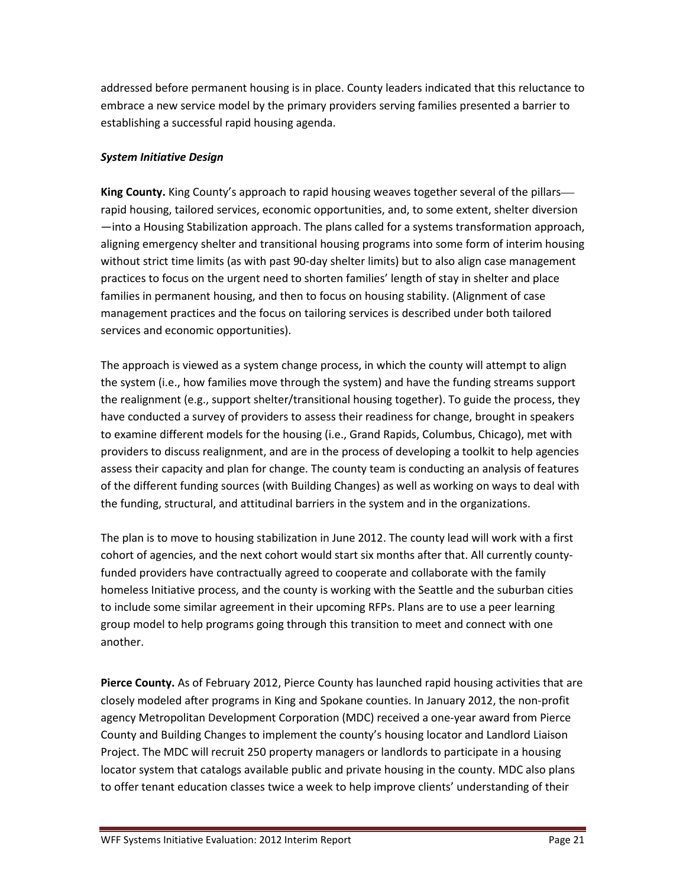addressed before permanent housing is in place. County leaders indicated that this reluctance to embrace a new service model by the primary providers serving families presented a barrier to establishing a successful rapid housing agenda.

***System Initiative Design***

**King County.** King County's approach to rapid housing weaves together several of the pillars—rapid housing, tailored services, economic opportunities, and, to some extent, shelter diversion—into a Housing Stabilization approach. The plans called for a systems transformation approach, aligning emergency shelter and transitional housing programs into some form of interim housing without strict time limits (as with past 90-day shelter limits) but to also align case management practices to focus on the urgent need to shorten families' length of stay in shelter and place families in permanent housing, and then to focus on housing stability. (Alignment of case management practices and the focus on tailoring services is described under both tailored services and economic opportunities).

The approach is viewed as a system change process, in which the county will attempt to align the system (i.e., how families move through the system) and have the funding streams support the realignment (e.g., support shelter/transitional housing together). To guide the process, they have conducted a survey of providers to assess their readiness for change, brought in speakers to examine different models for the housing (i.e., Grand Rapids, Columbus, Chicago), met with providers to discuss realignment, and are in the process of developing a toolkit to help agencies assess their capacity and plan for change. The county team is conducting an analysis of features of the different funding sources (with Building Changes) as well as working on ways to deal with the funding, structural, and attitudinal barriers in the system and in the organizations.

The plan is to move to housing stabilization in June 2012. The county lead will work with a first cohort of agencies, and the next cohort would start six months after that. All currently county-funded providers have contractually agreed to cooperate and collaborate with the family homeless Initiative process, and the county is working with the Seattle and the suburban cities to include some similar agreement in their upcoming RFPs. Plans are to use a peer learning group model to help programs going through this transition to meet and connect with one another.

**Pierce County.** As of February 2012, Pierce County has launched rapid housing activities that are closely modeled after programs in King and Spokane counties. In January 2012, the non-profit agency Metropolitan Development Corporation (MDC) received a one-year award from Pierce County and Building Changes to implement the county's housing locator and Landlord Liaison Project. The MDC will recruit 250 property managers or landlords to participate in a housing locator system that catalogs available public and private housing in the county. MDC also plans to offer tenant education classes twice a week to help improve clients' understanding of their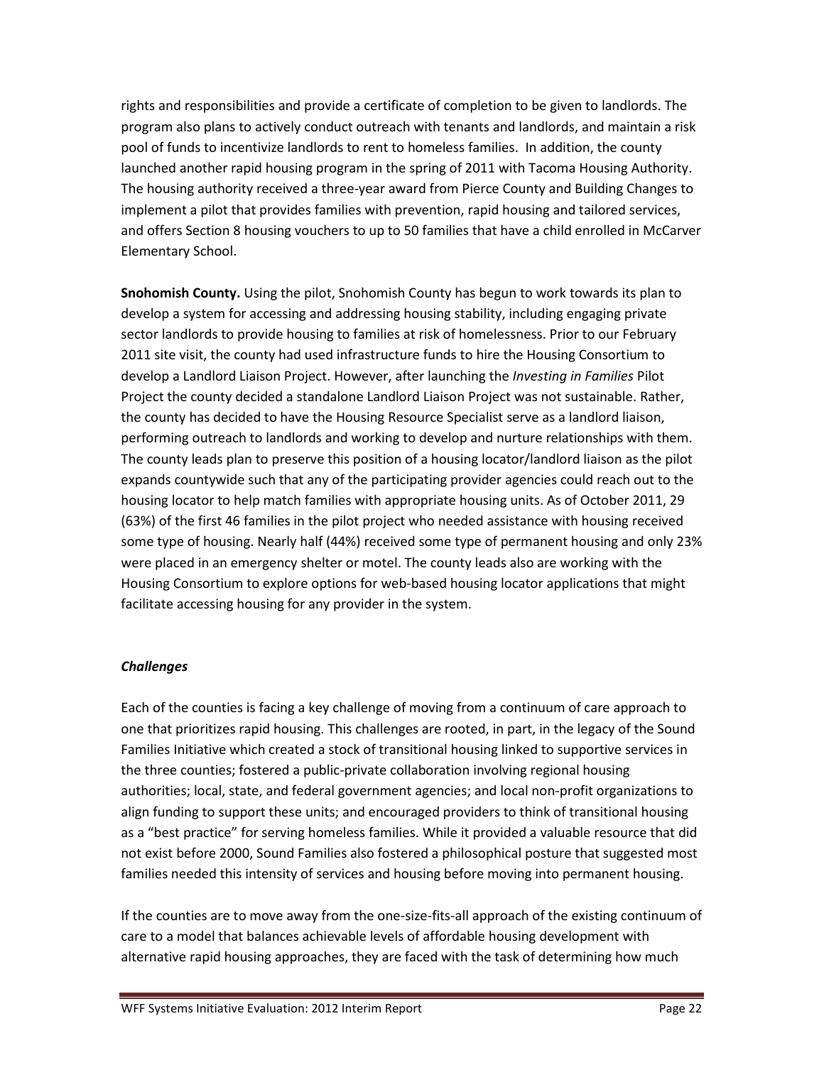rights and responsibilities and provide a certificate of completion to be given to landlords. The program also plans to actively conduct outreach with tenants and landlords, and maintain a risk pool of funds to incentivize landlords to rent to homeless families. In addition, the county launched another rapid housing program in the spring of 2011 with Tacoma Housing Authority. The housing authority received a three-year award from Pierce County and Building Changes to implement a pilot that provides families with prevention, rapid housing and tailored services, and offers Section 8 housing vouchers to up to 50 families that have a child enrolled in McCarver Elementary School.

**Snohomish County.** Using the pilot, Snohomish County has begun to work towards its plan to develop a system for accessing and addressing housing stability, including engaging private sector landlords to provide housing to families at risk of homelessness. Prior to our February 2011 site visit, the county had used infrastructure funds to hire the Housing Consortium to develop a Landlord Liaison Project. However, after launching the *Investing in Families* Pilot Project the county decided a standalone Landlord Liaison Project was not sustainable. Rather, the county has decided to have the Housing Resource Specialist serve as a landlord liaison, performing outreach to landlords and working to develop and nurture relationships with them. The county leads plan to preserve this position of a housing locator/landlord liaison as the pilot expands countywide such that any of the participating provider agencies could reach out to the housing locator to help match families with appropriate housing units. As of October 2011, 29 (63%) of the first 46 families in the pilot project who needed assistance with housing received some type of housing. Nearly half (44%) received some type of permanent housing and only 23% were placed in an emergency shelter or motel. The county leads also are working with the Housing Consortium to explore options for web-based housing locator applications that might facilitate accessing housing for any provider in the system.

### *Challenges*

Each of the counties is facing a key challenge of moving from a continuum of care approach to one that prioritizes rapid housing. This challenges are rooted, in part, in the legacy of the Sound Families Initiative which created a stock of transitional housing linked to supportive services in the three counties; fostered a public-private collaboration involving regional housing authorities; local, state, and federal government agencies; and local non-profit organizations to align funding to support these units; and encouraged providers to think of transitional housing as a "best practice" for serving homeless families. While it provided a valuable resource that did not exist before 2000, Sound Families also fostered a philosophical posture that suggested most families needed this intensity of services and housing before moving into permanent housing.

If the counties are to move away from the one-size-fits-all approach of the existing continuum of care to a model that balances achievable levels of affordable housing development with alternative rapid housing approaches, they are faced with the task of determining how much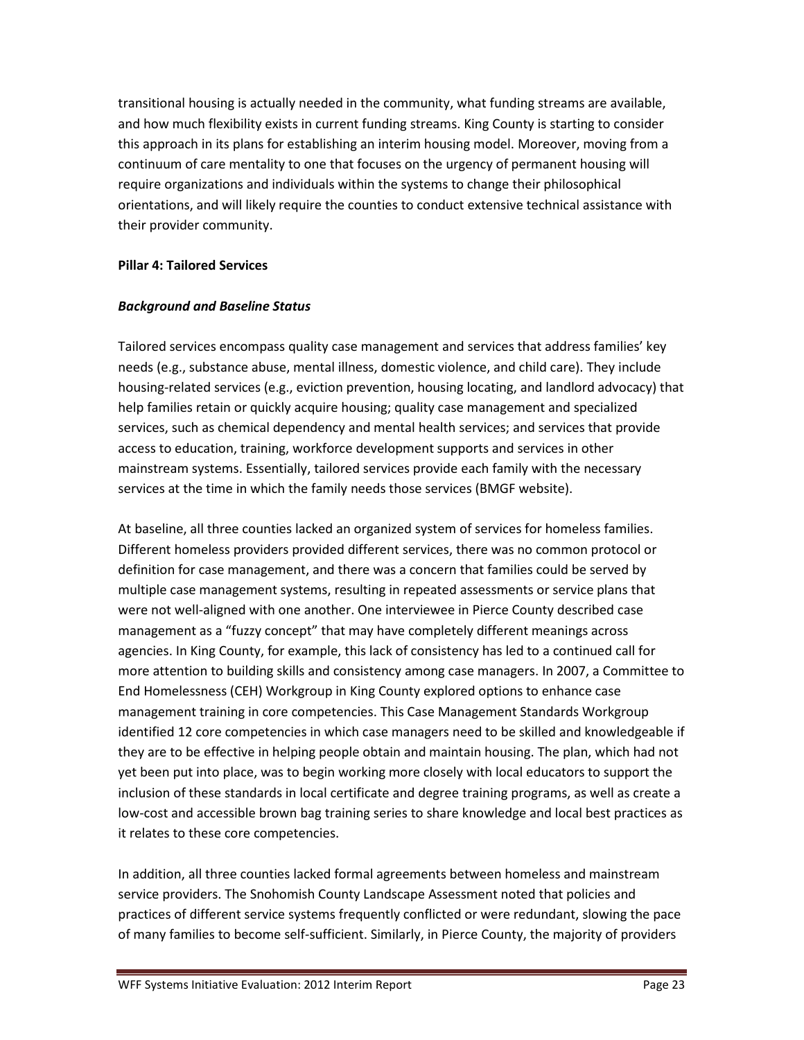transitional housing is actually needed in the community, what funding streams are available, and how much flexibility exists in current funding streams. King County is starting to consider this approach in its plans for establishing an interim housing model. Moreover, moving from a continuum of care mentality to one that focuses on the urgency of permanent housing will require organizations and individuals within the systems to change their philosophical orientations, and will likely require the counties to conduct extensive technical assistance with their provider community.

**Pillar 4: Tailored Services**

***Background and Baseline Status***

Tailored services encompass quality case management and services that address families' key needs (e.g., substance abuse, mental illness, domestic violence, and child care). They include housing-related services (e.g., eviction prevention, housing locating, and landlord advocacy) that help families retain or quickly acquire housing; quality case management and specialized services, such as chemical dependency and mental health services; and services that provide access to education, training, workforce development supports and services in other mainstream systems. Essentially, tailored services provide each family with the necessary services at the time in which the family needs those services (BMGF website).

At baseline, all three counties lacked an organized system of services for homeless families. Different homeless providers provided different services, there was no common protocol or definition for case management, and there was a concern that families could be served by multiple case management systems, resulting in repeated assessments or service plans that were not well-aligned with one another. One interviewee in Pierce County described case management as a "fuzzy concept" that may have completely different meanings across agencies. In King County, for example, this lack of consistency has led to a continued call for more attention to building skills and consistency among case managers. In 2007, a Committee to End Homelessness (CEH) Workgroup in King County explored options to enhance case management training in core competencies. This Case Management Standards Workgroup identified 12 core competencies in which case managers need to be skilled and knowledgeable if they are to be effective in helping people obtain and maintain housing. The plan, which had not yet been put into place, was to begin working more closely with local educators to support the inclusion of these standards in local certificate and degree training programs, as well as create a low-cost and accessible brown bag training series to share knowledge and local best practices as it relates to these core competencies.

In addition, all three counties lacked formal agreements between homeless and mainstream service providers. The Snohomish County Landscape Assessment noted that policies and practices of different service systems frequently conflicted or were redundant, slowing the pace of many families to become self-sufficient. Similarly, in Pierce County, the majority of providers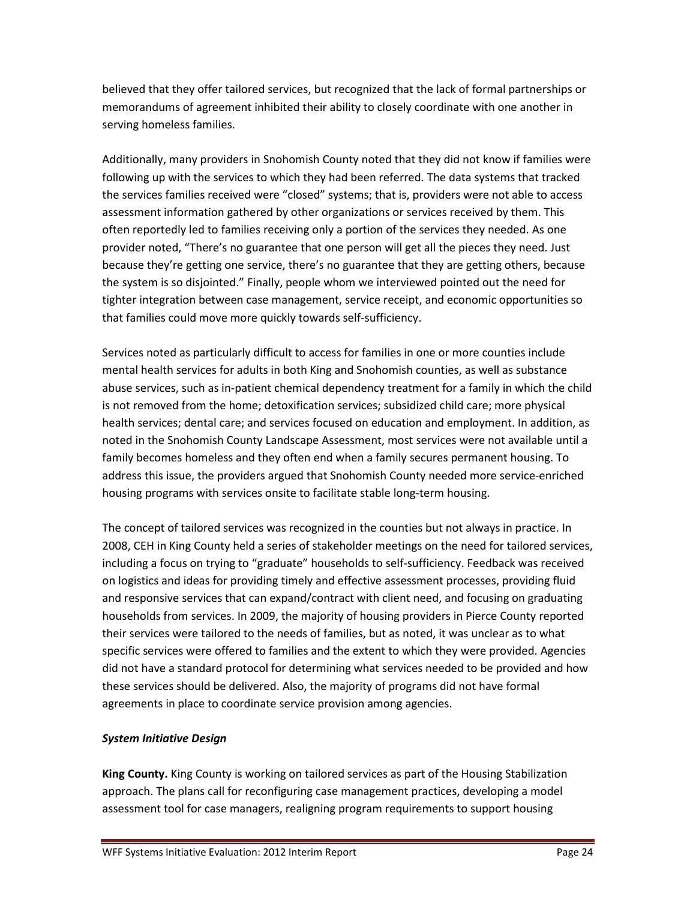believed that they offer tailored services, but recognized that the lack of formal partnerships or memorandums of agreement inhibited their ability to closely coordinate with one another in serving homeless families.

Additionally, many providers in Snohomish County noted that they did not know if families were following up with the services to which they had been referred. The data systems that tracked the services families received were "closed" systems; that is, providers were not able to access assessment information gathered by other organizations or services received by them. This often reportedly led to families receiving only a portion of the services they needed. As one provider noted, "There's no guarantee that one person will get all the pieces they need. Just because they're getting one service, there's no guarantee that they are getting others, because the system is so disjointed." Finally, people whom we interviewed pointed out the need for tighter integration between case management, service receipt, and economic opportunities so that families could move more quickly towards self-sufficiency.

Services noted as particularly difficult to access for families in one or more counties include mental health services for adults in both King and Snohomish counties, as well as substance abuse services, such as in-patient chemical dependency treatment for a family in which the child is not removed from the home; detoxification services; subsidized child care; more physical health services; dental care; and services focused on education and employment. In addition, as noted in the Snohomish County Landscape Assessment, most services were not available until a family becomes homeless and they often end when a family secures permanent housing. To address this issue, the providers argued that Snohomish County needed more service-enriched housing programs with services onsite to facilitate stable long-term housing.

The concept of tailored services was recognized in the counties but not always in practice. In 2008, CEH in King County held a series of stakeholder meetings on the need for tailored services, including a focus on trying to "graduate" households to self-sufficiency. Feedback was received on logistics and ideas for providing timely and effective assessment processes, providing fluid and responsive services that can expand/contract with client need, and focusing on graduating households from services. In 2009, the majority of housing providers in Pierce County reported their services were tailored to the needs of families, but as noted, it was unclear as to what specific services were offered to families and the extent to which they were provided. Agencies did not have a standard protocol for determining what services needed to be provided and how these services should be delivered. Also, the majority of programs did not have formal agreements in place to coordinate service provision among agencies.

***System Initiative Design***

**King County.** King County is working on tailored services as part of the Housing Stabilization approach. The plans call for reconfiguring case management practices, developing a model assessment tool for case managers, realigning program requirements to support housing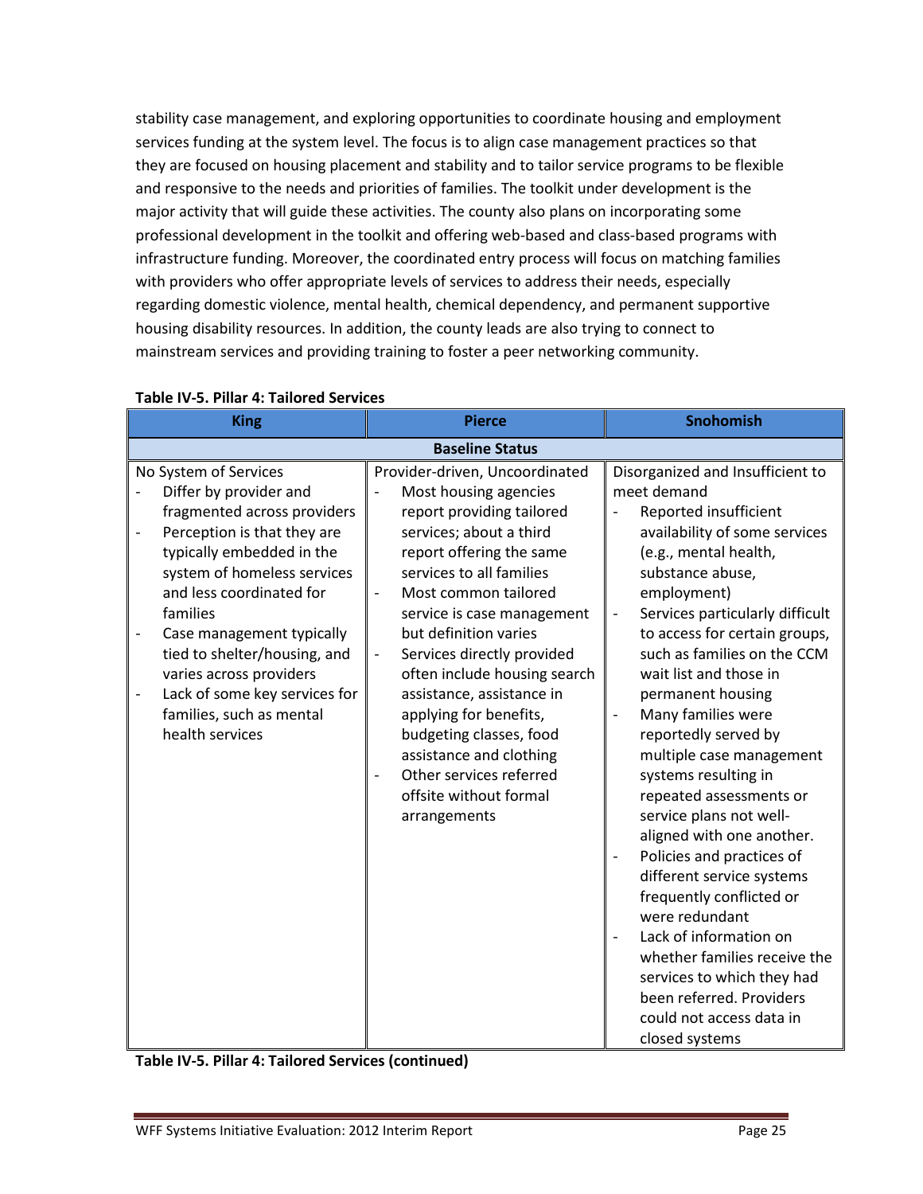stability case management, and exploring opportunities to coordinate housing and employment services funding at the system level. The focus is to align case management practices so that they are focused on housing placement and stability and to tailor service programs to be flexible and responsive to the needs and priorities of families. The toolkit under development is the major activity that will guide these activities. The county also plans on incorporating some professional development in the toolkit and offering web-based and class-based programs with infrastructure funding. Moreover, the coordinated entry process will focus on matching families with providers who offer appropriate levels of services to address their needs, especially regarding domestic violence, mental health, chemical dependency, and permanent supportive housing disability resources. In addition, the county leads are also trying to connect to mainstream services and providing training to foster a peer networking community.

**Table IV-5. Pillar 4: Tailored Services**

| King | Pierce | Snohomish |
|---|---|---|
| **Baseline Status** | | |
| No System of Services<br>- Differ by provider and fragmented across providers<br>- Perception is that they are typically embedded in the system of homeless services and less coordinated for families<br>- Case management typically tied to shelter/housing, and varies across providers<br>- Lack of some key services for families, such as mental health services | Provider-driven, Uncoordinated<br>- Most housing agencies report providing tailored services; about a third report offering the same services to all families<br>- Most common tailored service is case management but definition varies<br>- Services directly provided often include housing search assistance, assistance in applying for benefits, budgeting classes, food assistance and clothing<br>- Other services referred offsite without formal arrangements | Disorganized and Insufficient to meet demand<br>- Reported insufficient availability of some services (e.g., mental health, substance abuse, employment)<br>- Services particularly difficult to access for certain groups, such as families on the CCM wait list and those in permanent housing<br>- Many families were reportedly served by multiple case management systems resulting in repeated assessments or service plans not well-aligned with one another.<br>- Policies and practices of different service systems frequently conflicted or were redundant<br>- Lack of information on whether families receive the services to which they had been referred. Providers could not access data in closed systems |

**Table IV-5. Pillar 4: Tailored Services (continued)**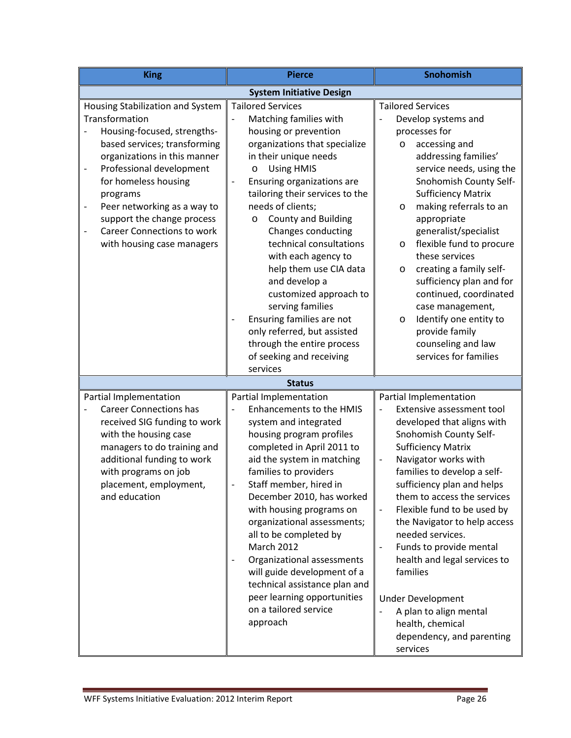| King | Pierce | Snohomish |
|---|---|---|
| **System Initiative Design** | | |
| Housing Stabilization and System Transformation<br>- Housing-focused, strengths-based services; transforming organizations in this manner<br>- Professional development for homeless housing programs<br>- Peer networking as a way to support the change process<br>- Career Connections to work with housing case managers | Tailored Services<br>- Matching families with housing or prevention organizations that specialize in their unique needs<br>&nbsp;&nbsp;o Using HMIS<br>- Ensuring organizations are tailoring their services to the needs of clients;<br>&nbsp;&nbsp;o County and Building Changes conducting technical consultations with each agency to help them use CIA data and develop a customized approach to serving families<br>- Ensuring families are not only referred, but assisted through the entire process of seeking and receiving services | Tailored Services<br>- Develop systems and processes for<br>&nbsp;&nbsp;o accessing and addressing families' service needs, using the Snohomish County Self-Sufficiency Matrix<br>&nbsp;&nbsp;o making referrals to an appropriate generalist/specialist<br>&nbsp;&nbsp;o flexible fund to procure these services<br>&nbsp;&nbsp;o creating a family self-sufficiency plan and for continued, coordinated case management,<br>&nbsp;&nbsp;o Identify one entity to provide family counseling and law services for families |
| **Status** | | |
| Partial Implementation<br>- Career Connections has received SIG funding to work with the housing case managers to do training and additional funding to work with programs on job placement, employment, and education | Partial Implementation<br>- Enhancements to the HMIS system and integrated housing program profiles completed in April 2011 to aid the system in matching families to providers<br>- Staff member, hired in December 2010, has worked with housing programs on organizational assessments; all to be completed by March 2012<br>- Organizational assessments will guide development of a technical assistance plan and peer learning opportunities on a tailored service approach | Partial Implementation<br>- Extensive assessment tool developed that aligns with Snohomish County Self-Sufficiency Matrix<br>- Navigator works with families to develop a self-sufficiency plan and helps them to access the services<br>- Flexible fund to be used by the Navigator to help access needed services.<br>- Funds to provide mental health and legal services to families<br><br>Under Development<br>- A plan to align mental health, chemical dependency, and parenting services |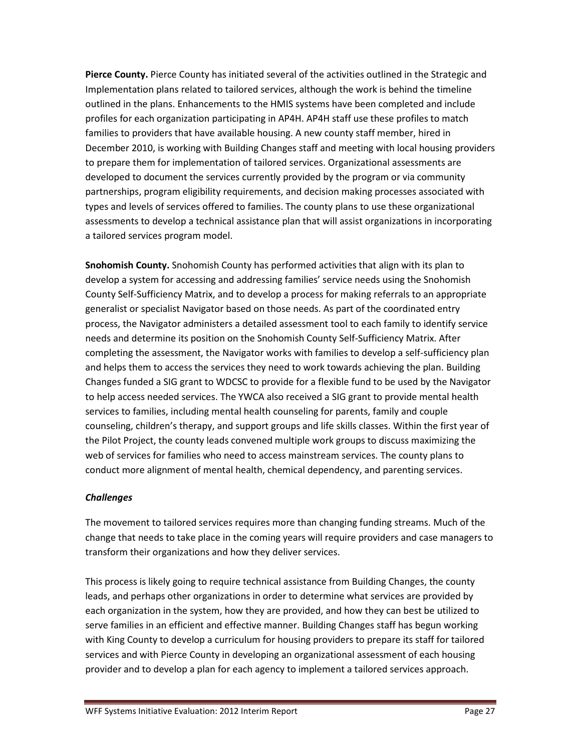**Pierce County.** Pierce County has initiated several of the activities outlined in the Strategic and Implementation plans related to tailored services, although the work is behind the timeline outlined in the plans. Enhancements to the HMIS systems have been completed and include profiles for each organization participating in AP4H. AP4H staff use these profiles to match families to providers that have available housing. A new county staff member, hired in December 2010, is working with Building Changes staff and meeting with local housing providers to prepare them for implementation of tailored services. Organizational assessments are developed to document the services currently provided by the program or via community partnerships, program eligibility requirements, and decision making processes associated with types and levels of services offered to families. The county plans to use these organizational assessments to develop a technical assistance plan that will assist organizations in incorporating a tailored services program model.

**Snohomish County.** Snohomish County has performed activities that align with its plan to develop a system for accessing and addressing families' service needs using the Snohomish County Self-Sufficiency Matrix, and to develop a process for making referrals to an appropriate generalist or specialist Navigator based on those needs. As part of the coordinated entry process, the Navigator administers a detailed assessment tool to each family to identify service needs and determine its position on the Snohomish County Self-Sufficiency Matrix. After completing the assessment, the Navigator works with families to develop a self-sufficiency plan and helps them to access the services they need to work towards achieving the plan. Building Changes funded a SIG grant to WDCSC to provide for a flexible fund to be used by the Navigator to help access needed services. The YWCA also received a SIG grant to provide mental health services to families, including mental health counseling for parents, family and couple counseling, children's therapy, and support groups and life skills classes. Within the first year of the Pilot Project, the county leads convened multiple work groups to discuss maximizing the web of services for families who need to access mainstream services. The county plans to conduct more alignment of mental health, chemical dependency, and parenting services.

***Challenges***

The movement to tailored services requires more than changing funding streams. Much of the change that needs to take place in the coming years will require providers and case managers to transform their organizations and how they deliver services.

This process is likely going to require technical assistance from Building Changes, the county leads, and perhaps other organizations in order to determine what services are provided by each organization in the system, how they are provided, and how they can best be utilized to serve families in an efficient and effective manner. Building Changes staff has begun working with King County to develop a curriculum for housing providers to prepare its staff for tailored services and with Pierce County in developing an organizational assessment of each housing provider and to develop a plan for each agency to implement a tailored services approach.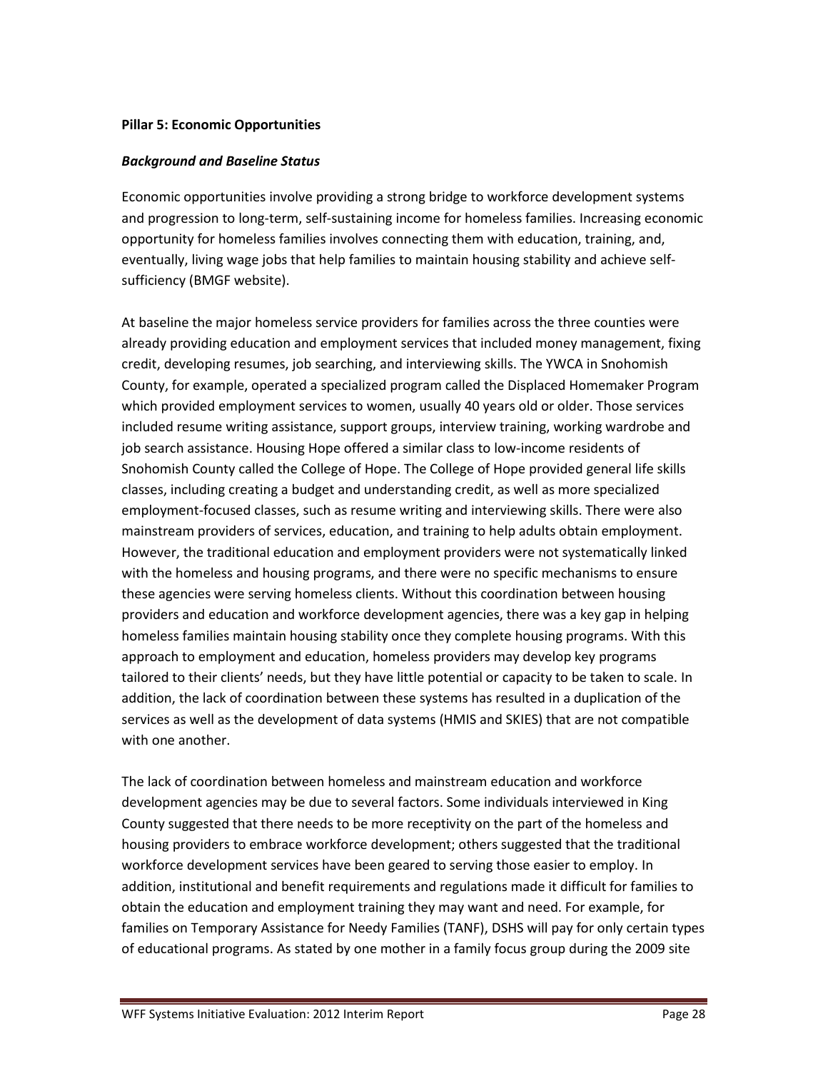**Pillar 5: Economic Opportunities**

***Background and Baseline Status***

Economic opportunities involve providing a strong bridge to workforce development systems and progression to long-term, self-sustaining income for homeless families. Increasing economic opportunity for homeless families involves connecting them with education, training, and, eventually, living wage jobs that help families to maintain housing stability and achieve self-sufficiency (BMGF website).

At baseline the major homeless service providers for families across the three counties were already providing education and employment services that included money management, fixing credit, developing resumes, job searching, and interviewing skills. The YWCA in Snohomish County, for example, operated a specialized program called the Displaced Homemaker Program which provided employment services to women, usually 40 years old or older. Those services included resume writing assistance, support groups, interview training, working wardrobe and job search assistance. Housing Hope offered a similar class to low-income residents of Snohomish County called the College of Hope. The College of Hope provided general life skills classes, including creating a budget and understanding credit, as well as more specialized employment-focused classes, such as resume writing and interviewing skills. There were also mainstream providers of services, education, and training to help adults obtain employment. However, the traditional education and employment providers were not systematically linked with the homeless and housing programs, and there were no specific mechanisms to ensure these agencies were serving homeless clients. Without this coordination between housing providers and education and workforce development agencies, there was a key gap in helping homeless families maintain housing stability once they complete housing programs. With this approach to employment and education, homeless providers may develop key programs tailored to their clients' needs, but they have little potential or capacity to be taken to scale. In addition, the lack of coordination between these systems has resulted in a duplication of the services as well as the development of data systems (HMIS and SKIES) that are not compatible with one another.

The lack of coordination between homeless and mainstream education and workforce development agencies may be due to several factors. Some individuals interviewed in King County suggested that there needs to be more receptivity on the part of the homeless and housing providers to embrace workforce development; others suggested that the traditional workforce development services have been geared to serving those easier to employ. In addition, institutional and benefit requirements and regulations made it difficult for families to obtain the education and employment training they may want and need. For example, for families on Temporary Assistance for Needy Families (TANF), DSHS will pay for only certain types of educational programs. As stated by one mother in a family focus group during the 2009 site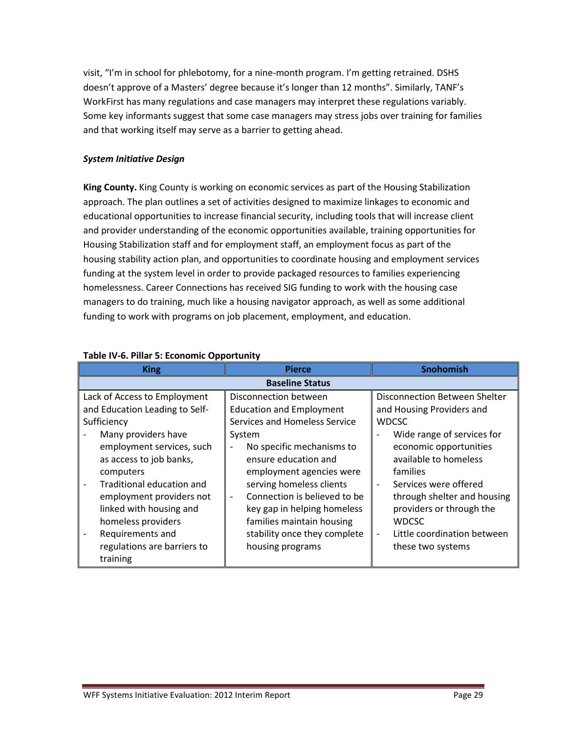visit, "I'm in school for phlebotomy, for a nine-month program. I'm getting retrained. DSHS doesn't approve of a Masters' degree because it's longer than 12 months". Similarly, TANF's WorkFirst has many regulations and case managers may interpret these regulations variably. Some key informants suggest that some case managers may stress jobs over training for families and that working itself may serve as a barrier to getting ahead.

***System Initiative Design***

**King County.** King County is working on economic services as part of the Housing Stabilization approach. The plan outlines a set of activities designed to maximize linkages to economic and educational opportunities to increase financial security, including tools that will increase client and provider understanding of the economic opportunities available, training opportunities for Housing Stabilization staff and for employment staff, an employment focus as part of the housing stability action plan, and opportunities to coordinate housing and employment services funding at the system level in order to provide packaged resources to families experiencing homelessness. Career Connections has received SIG funding to work with the housing case managers to do training, much like a housing navigator approach, as well as some additional funding to work with programs on job placement, employment, and education.

**Table IV-6. Pillar 5: Economic Opportunity**

| King | Pierce | Snohomish |
|---|---|---|
| **Baseline Status** | | |
| Lack of Access to Employment and Education Leading to Self-Sufficiency<br>- Many providers have employment services, such as access to job banks, computers<br>- Traditional education and employment providers not linked with housing and homeless providers<br>- Requirements and regulations are barriers to training | Disconnection between Education and Employment Services and Homeless Service System<br>- No specific mechanisms to ensure education and employment agencies were serving homeless clients<br>- Connection is believed to be key gap in helping homeless families maintain housing stability once they complete housing programs | Disconnection Between Shelter and Housing Providers and WDCSC<br>- Wide range of services for economic opportunities available to homeless families<br>- Services were offered through shelter and housing providers or through the WDCSC<br>- Little coordination between these two systems |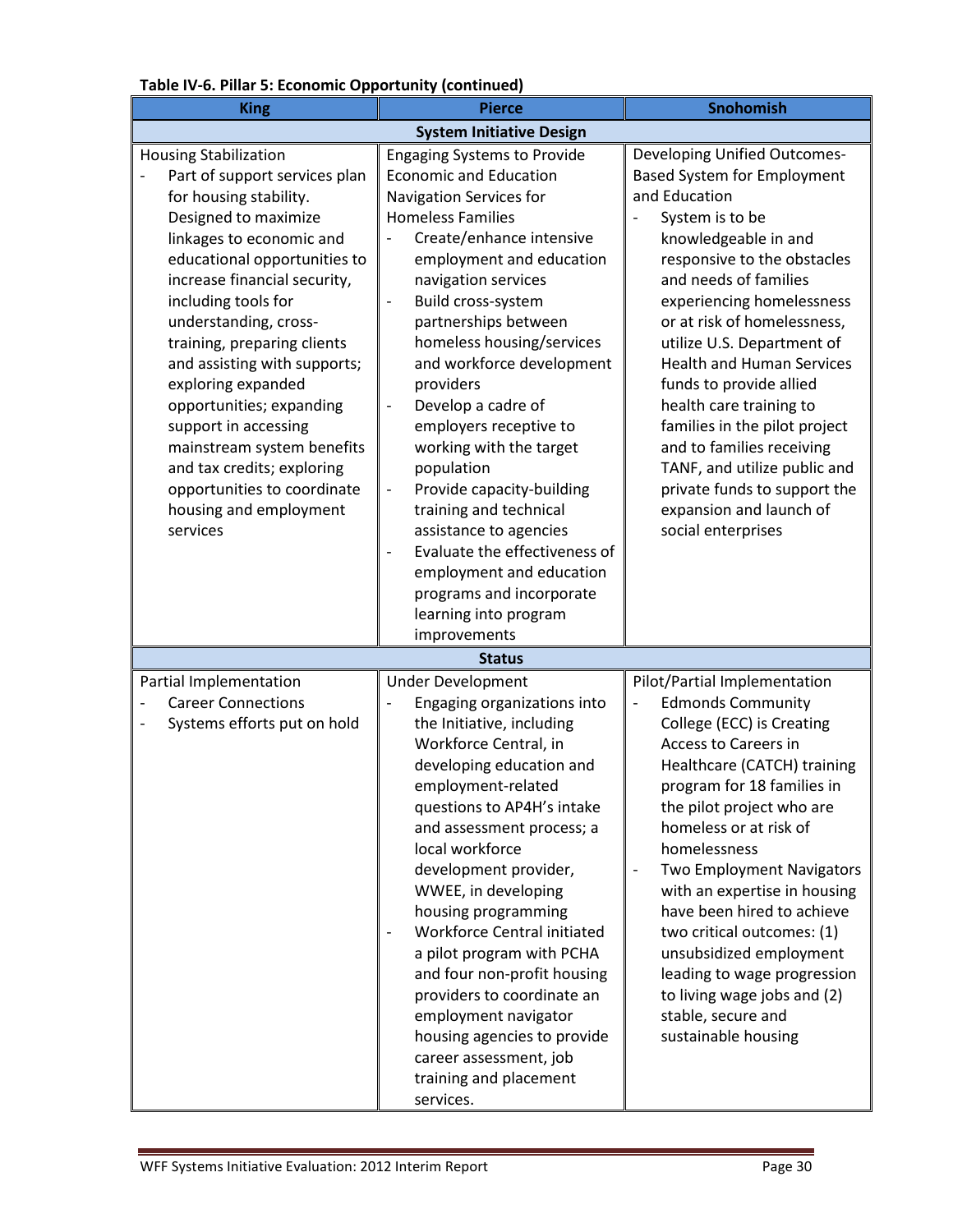**Table IV-6. Pillar 5: Economic Opportunity (continued)**

| King | Pierce | Snohomish |
|---|---|---|
| **System Initiative Design** | | |
| Housing Stabilization<br>- Part of support services plan for housing stability. Designed to maximize linkages to economic and educational opportunities to increase financial security, including tools for understanding, cross-training, preparing clients and assisting with supports; exploring expanded opportunities; expanding support in accessing mainstream system benefits and tax credits; exploring opportunities to coordinate housing and employment services | Engaging Systems to Provide Economic and Education Navigation Services for Homeless Families<br>- Create/enhance intensive employment and education navigation services<br>- Build cross-system partnerships between homeless housing/services and workforce development providers<br>- Develop a cadre of employers receptive to working with the target population<br>- Provide capacity-building training and technical assistance to agencies<br>- Evaluate the effectiveness of employment and education programs and incorporate learning into program improvements | Developing Unified Outcomes-Based System for Employment and Education<br>- System is to be knowledgeable in and responsive to the obstacles and needs of families experiencing homelessness or at risk of homelessness, utilize U.S. Department of Health and Human Services funds to provide allied health care training to families in the pilot project and to families receiving TANF, and utilize public and private funds to support the expansion and launch of social enterprises |
| **Status** | | |
| Partial Implementation<br>- Career Connections<br>- Systems efforts put on hold | Under Development<br>- Engaging organizations into the Initiative, including Workforce Central, in developing education and employment-related questions to AP4H's intake and assessment process; a local workforce development provider, WWEE, in developing housing programming<br>- Workforce Central initiated a pilot program with PCHA and four non-profit housing providers to coordinate an employment navigator housing agencies to provide career assessment, job training and placement services. | Pilot/Partial Implementation<br>- Edmonds Community College (ECC) is Creating Access to Careers in Healthcare (CATCH) training program for 18 families in the pilot project who are homeless or at risk of homelessness<br>- Two Employment Navigators with an expertise in housing have been hired to achieve two critical outcomes: (1) unsubsidized employment leading to wage progression to living wage jobs and (2) stable, secure and sustainable housing |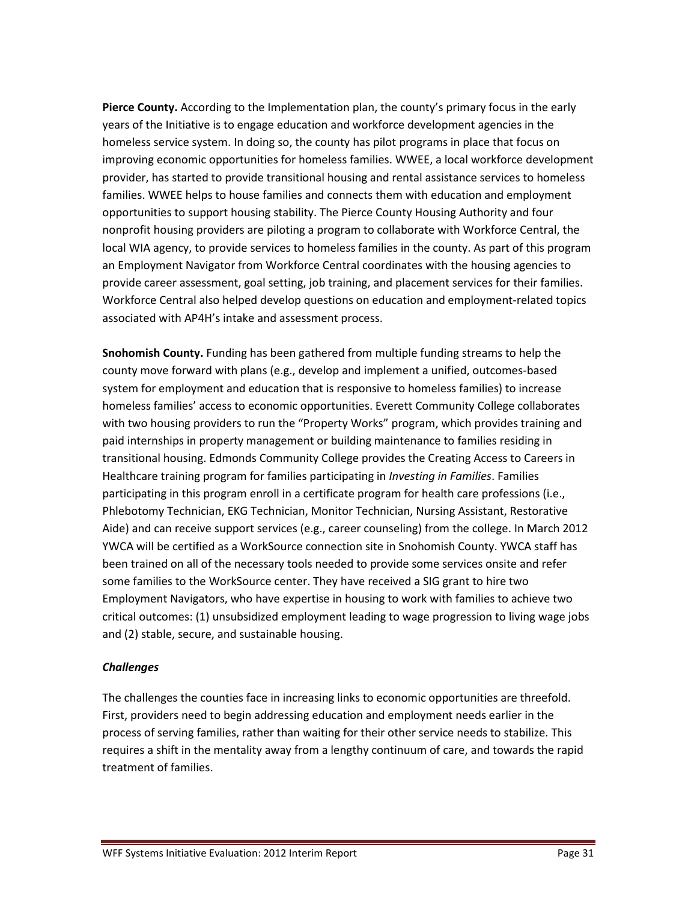**Pierce County.** According to the Implementation plan, the county's primary focus in the early years of the Initiative is to engage education and workforce development agencies in the homeless service system. In doing so, the county has pilot programs in place that focus on improving economic opportunities for homeless families. WWEE, a local workforce development provider, has started to provide transitional housing and rental assistance services to homeless families. WWEE helps to house families and connects them with education and employment opportunities to support housing stability. The Pierce County Housing Authority and four nonprofit housing providers are piloting a program to collaborate with Workforce Central, the local WIA agency, to provide services to homeless families in the county. As part of this program an Employment Navigator from Workforce Central coordinates with the housing agencies to provide career assessment, goal setting, job training, and placement services for their families. Workforce Central also helped develop questions on education and employment-related topics associated with AP4H's intake and assessment process.

**Snohomish County.** Funding has been gathered from multiple funding streams to help the county move forward with plans (e.g., develop and implement a unified, outcomes-based system for employment and education that is responsive to homeless families) to increase homeless families' access to economic opportunities. Everett Community College collaborates with two housing providers to run the "Property Works" program, which provides training and paid internships in property management or building maintenance to families residing in transitional housing. Edmonds Community College provides the Creating Access to Careers in Healthcare training program for families participating in *Investing in Families*. Families participating in this program enroll in a certificate program for health care professions (i.e., Phlebotomy Technician, EKG Technician, Monitor Technician, Nursing Assistant, Restorative Aide) and can receive support services (e.g., career counseling) from the college. In March 2012 YWCA will be certified as a WorkSource connection site in Snohomish County. YWCA staff has been trained on all of the necessary tools needed to provide some services onsite and refer some families to the WorkSource center. They have received a SIG grant to hire two Employment Navigators, who have expertise in housing to work with families to achieve two critical outcomes: (1) unsubsidized employment leading to wage progression to living wage jobs and (2) stable, secure, and sustainable housing.

***Challenges***

The challenges the counties face in increasing links to economic opportunities are threefold. First, providers need to begin addressing education and employment needs earlier in the process of serving families, rather than waiting for their other service needs to stabilize. This requires a shift in the mentality away from a lengthy continuum of care, and towards the rapid treatment of families.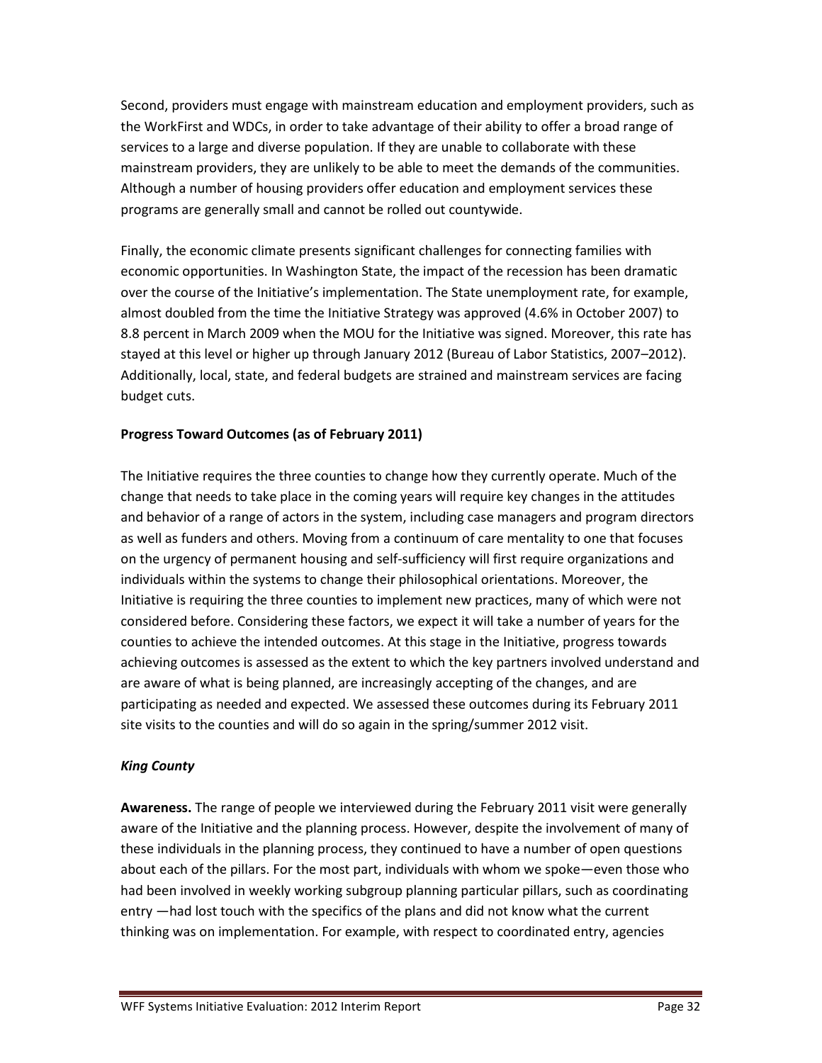Second, providers must engage with mainstream education and employment providers, such as the WorkFirst and WDCs, in order to take advantage of their ability to offer a broad range of services to a large and diverse population. If they are unable to collaborate with these mainstream providers, they are unlikely to be able to meet the demands of the communities. Although a number of housing providers offer education and employment services these programs are generally small and cannot be rolled out countywide.

Finally, the economic climate presents significant challenges for connecting families with economic opportunities. In Washington State, the impact of the recession has been dramatic over the course of the Initiative's implementation. The State unemployment rate, for example, almost doubled from the time the Initiative Strategy was approved (4.6% in October 2007) to 8.8 percent in March 2009 when the MOU for the Initiative was signed. Moreover, this rate has stayed at this level or higher up through January 2012 (Bureau of Labor Statistics, 2007–2012). Additionally, local, state, and federal budgets are strained and mainstream services are facing budget cuts.

**Progress Toward Outcomes (as of February 2011)**

The Initiative requires the three counties to change how they currently operate. Much of the change that needs to take place in the coming years will require key changes in the attitudes and behavior of a range of actors in the system, including case managers and program directors as well as funders and others. Moving from a continuum of care mentality to one that focuses on the urgency of permanent housing and self-sufficiency will first require organizations and individuals within the systems to change their philosophical orientations. Moreover, the Initiative is requiring the three counties to implement new practices, many of which were not considered before. Considering these factors, we expect it will take a number of years for the counties to achieve the intended outcomes. At this stage in the Initiative, progress towards achieving outcomes is assessed as the extent to which the key partners involved understand and are aware of what is being planned, are increasingly accepting of the changes, and are participating as needed and expected. We assessed these outcomes during its February 2011 site visits to the counties and will do so again in the spring/summer 2012 visit.

***King County***

**Awareness.** The range of people we interviewed during the February 2011 visit were generally aware of the Initiative and the planning process. However, despite the involvement of many of these individuals in the planning process, they continued to have a number of open questions about each of the pillars. For the most part, individuals with whom we spoke—even those who had been involved in weekly working subgroup planning particular pillars, such as coordinating entry —had lost touch with the specifics of the plans and did not know what the current thinking was on implementation. For example, with respect to coordinated entry, agencies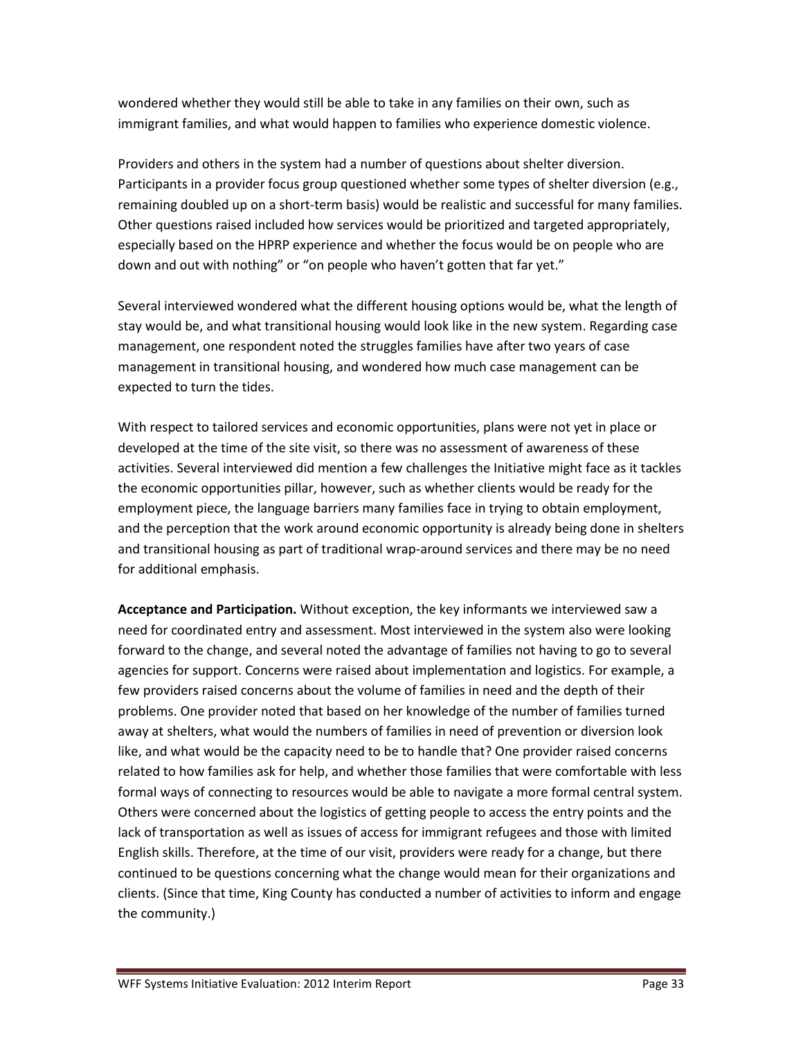wondered whether they would still be able to take in any families on their own, such as immigrant families, and what would happen to families who experience domestic violence.

Providers and others in the system had a number of questions about shelter diversion. Participants in a provider focus group questioned whether some types of shelter diversion (e.g., remaining doubled up on a short-term basis) would be realistic and successful for many families. Other questions raised included how services would be prioritized and targeted appropriately, especially based on the HPRP experience and whether the focus would be on people who are down and out with nothing" or "on people who haven't gotten that far yet."

Several interviewed wondered what the different housing options would be, what the length of stay would be, and what transitional housing would look like in the new system. Regarding case management, one respondent noted the struggles families have after two years of case management in transitional housing, and wondered how much case management can be expected to turn the tides.

With respect to tailored services and economic opportunities, plans were not yet in place or developed at the time of the site visit, so there was no assessment of awareness of these activities. Several interviewed did mention a few challenges the Initiative might face as it tackles the economic opportunities pillar, however, such as whether clients would be ready for the employment piece, the language barriers many families face in trying to obtain employment, and the perception that the work around economic opportunity is already being done in shelters and transitional housing as part of traditional wrap-around services and there may be no need for additional emphasis.

**Acceptance and Participation.** Without exception, the key informants we interviewed saw a need for coordinated entry and assessment. Most interviewed in the system also were looking forward to the change, and several noted the advantage of families not having to go to several agencies for support. Concerns were raised about implementation and logistics. For example, a few providers raised concerns about the volume of families in need and the depth of their problems. One provider noted that based on her knowledge of the number of families turned away at shelters, what would the numbers of families in need of prevention or diversion look like, and what would be the capacity need to be to handle that? One provider raised concerns related to how families ask for help, and whether those families that were comfortable with less formal ways of connecting to resources would be able to navigate a more formal central system. Others were concerned about the logistics of getting people to access the entry points and the lack of transportation as well as issues of access for immigrant refugees and those with limited English skills. Therefore, at the time of our visit, providers were ready for a change, but there continued to be questions concerning what the change would mean for their organizations and clients. (Since that time, King County has conducted a number of activities to inform and engage the community.)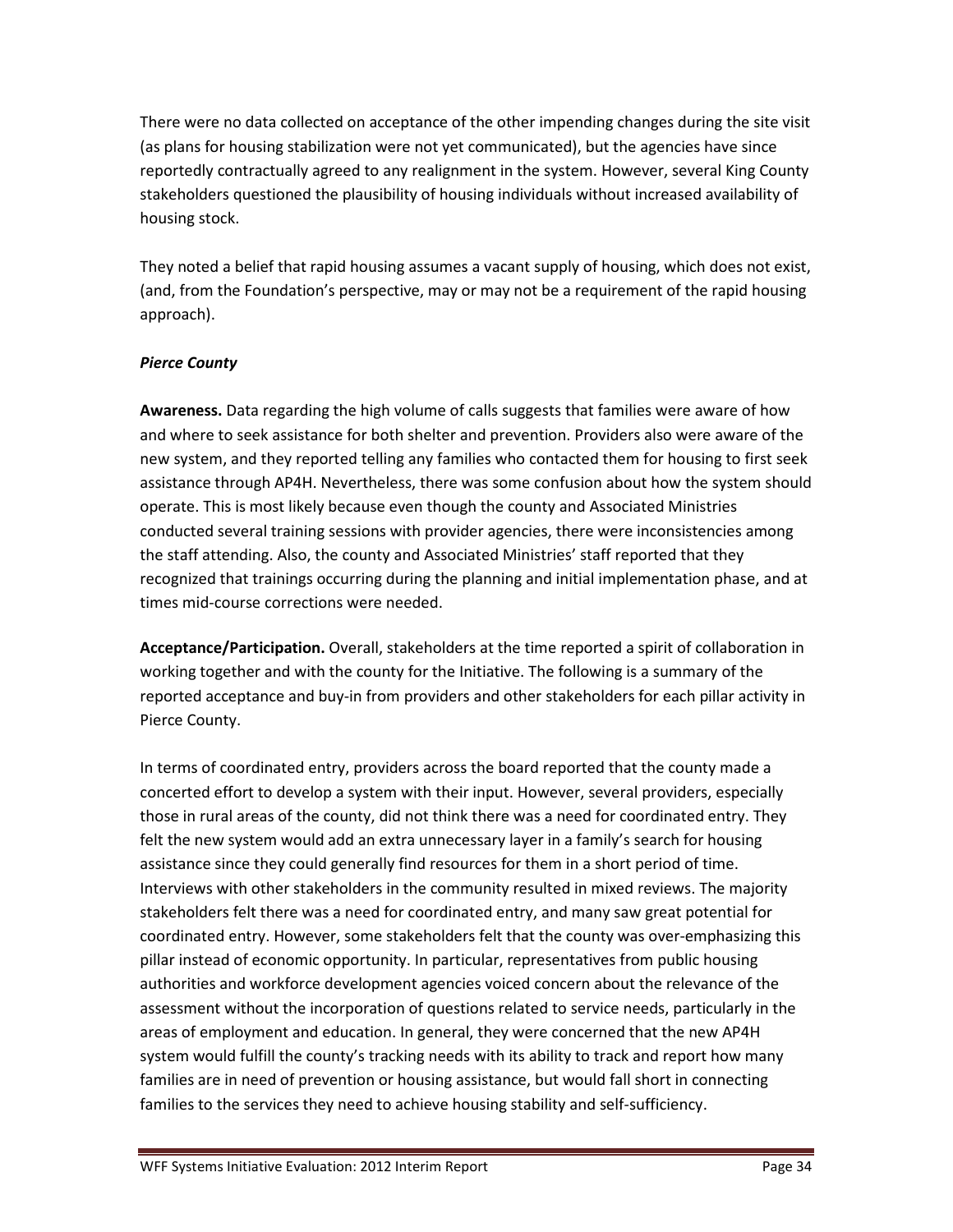There were no data collected on acceptance of the other impending changes during the site visit (as plans for housing stabilization were not yet communicated), but the agencies have since reportedly contractually agreed to any realignment in the system. However, several King County stakeholders questioned the plausibility of housing individuals without increased availability of housing stock.

They noted a belief that rapid housing assumes a vacant supply of housing, which does not exist, (and, from the Foundation's perspective, may or may not be a requirement of the rapid housing approach).

***Pierce County***

**Awareness.** Data regarding the high volume of calls suggests that families were aware of how and where to seek assistance for both shelter and prevention. Providers also were aware of the new system, and they reported telling any families who contacted them for housing to first seek assistance through AP4H. Nevertheless, there was some confusion about how the system should operate. This is most likely because even though the county and Associated Ministries conducted several training sessions with provider agencies, there were inconsistencies among the staff attending. Also, the county and Associated Ministries' staff reported that they recognized that trainings occurring during the planning and initial implementation phase, and at times mid-course corrections were needed.

**Acceptance/Participation.** Overall, stakeholders at the time reported a spirit of collaboration in working together and with the county for the Initiative. The following is a summary of the reported acceptance and buy-in from providers and other stakeholders for each pillar activity in Pierce County.

In terms of coordinated entry, providers across the board reported that the county made a concerted effort to develop a system with their input. However, several providers, especially those in rural areas of the county, did not think there was a need for coordinated entry. They felt the new system would add an extra unnecessary layer in a family's search for housing assistance since they could generally find resources for them in a short period of time. Interviews with other stakeholders in the community resulted in mixed reviews. The majority stakeholders felt there was a need for coordinated entry, and many saw great potential for coordinated entry. However, some stakeholders felt that the county was over-emphasizing this pillar instead of economic opportunity. In particular, representatives from public housing authorities and workforce development agencies voiced concern about the relevance of the assessment without the incorporation of questions related to service needs, particularly in the areas of employment and education. In general, they were concerned that the new AP4H system would fulfill the county's tracking needs with its ability to track and report how many families are in need of prevention or housing assistance, but would fall short in connecting families to the services they need to achieve housing stability and self-sufficiency.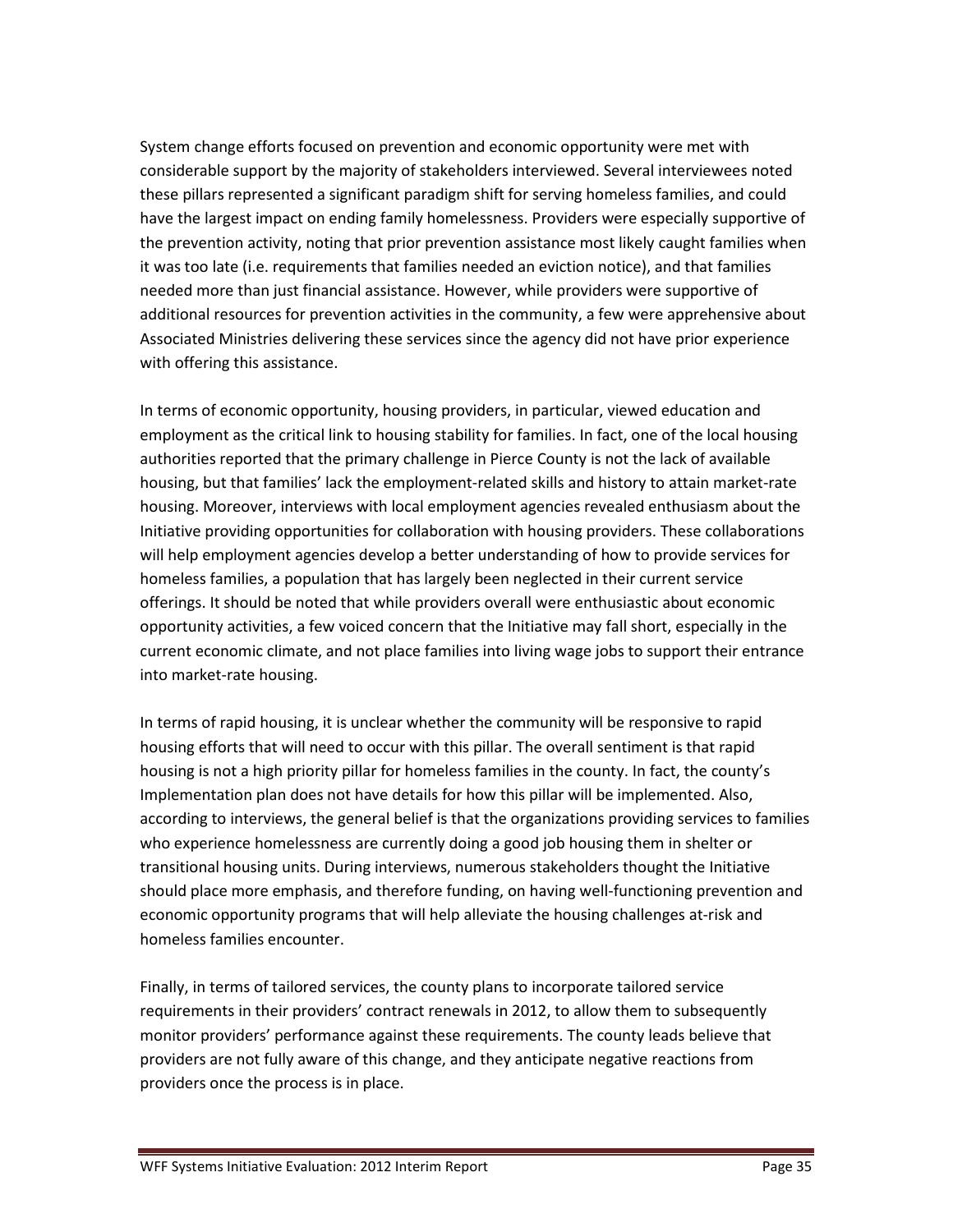System change efforts focused on prevention and economic opportunity were met with considerable support by the majority of stakeholders interviewed. Several interviewees noted these pillars represented a significant paradigm shift for serving homeless families, and could have the largest impact on ending family homelessness. Providers were especially supportive of the prevention activity, noting that prior prevention assistance most likely caught families when it was too late (i.e. requirements that families needed an eviction notice), and that families needed more than just financial assistance. However, while providers were supportive of additional resources for prevention activities in the community, a few were apprehensive about Associated Ministries delivering these services since the agency did not have prior experience with offering this assistance.

In terms of economic opportunity, housing providers, in particular, viewed education and employment as the critical link to housing stability for families. In fact, one of the local housing authorities reported that the primary challenge in Pierce County is not the lack of available housing, but that families' lack the employment-related skills and history to attain market-rate housing. Moreover, interviews with local employment agencies revealed enthusiasm about the Initiative providing opportunities for collaboration with housing providers. These collaborations will help employment agencies develop a better understanding of how to provide services for homeless families, a population that has largely been neglected in their current service offerings. It should be noted that while providers overall were enthusiastic about economic opportunity activities, a few voiced concern that the Initiative may fall short, especially in the current economic climate, and not place families into living wage jobs to support their entrance into market-rate housing.

In terms of rapid housing, it is unclear whether the community will be responsive to rapid housing efforts that will need to occur with this pillar. The overall sentiment is that rapid housing is not a high priority pillar for homeless families in the county. In fact, the county's Implementation plan does not have details for how this pillar will be implemented. Also, according to interviews, the general belief is that the organizations providing services to families who experience homelessness are currently doing a good job housing them in shelter or transitional housing units. During interviews, numerous stakeholders thought the Initiative should place more emphasis, and therefore funding, on having well-functioning prevention and economic opportunity programs that will help alleviate the housing challenges at-risk and homeless families encounter.

Finally, in terms of tailored services, the county plans to incorporate tailored service requirements in their providers' contract renewals in 2012, to allow them to subsequently monitor providers' performance against these requirements. The county leads believe that providers are not fully aware of this change, and they anticipate negative reactions from providers once the process is in place.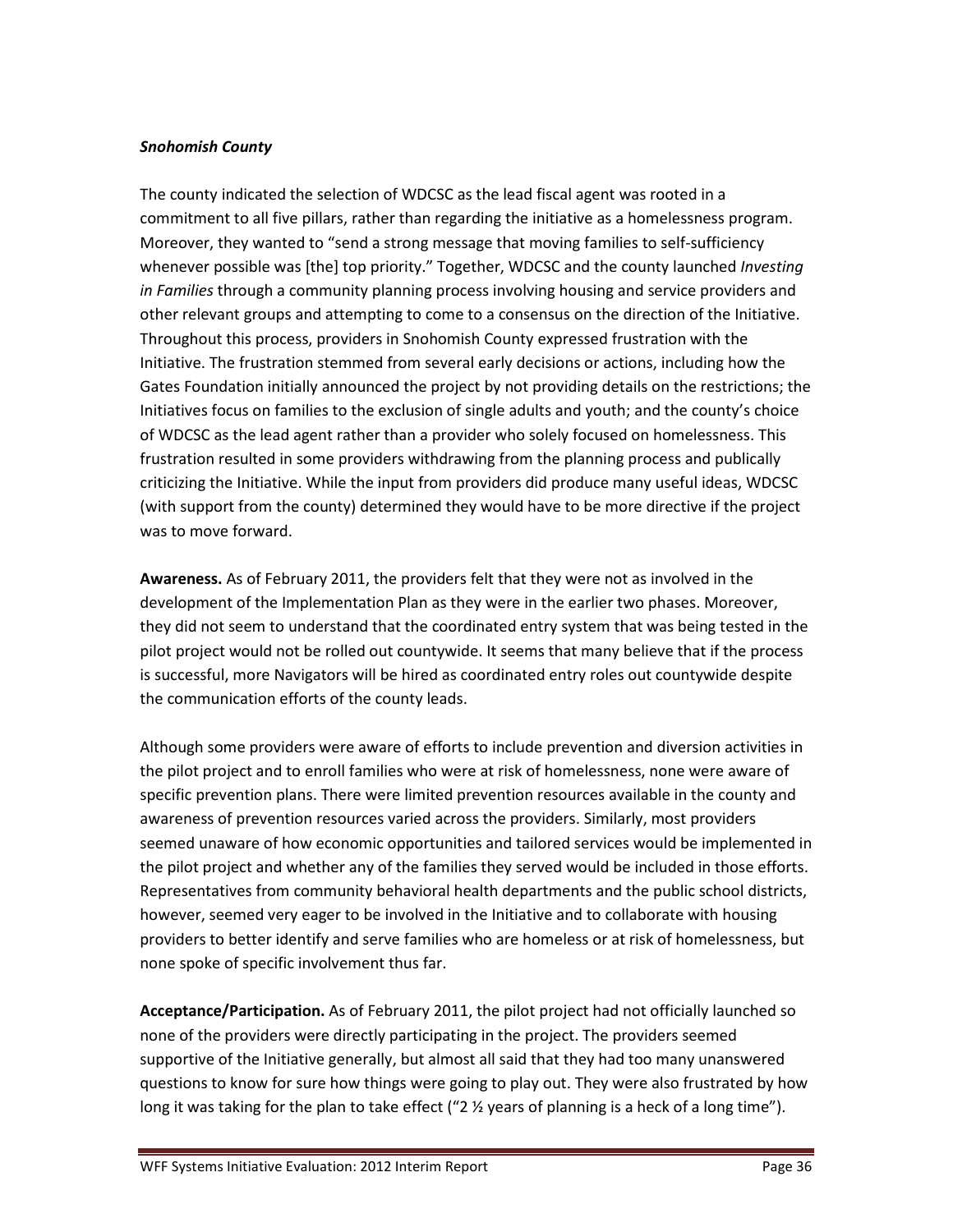### *Snohomish County*

The county indicated the selection of WDCSC as the lead fiscal agent was rooted in a commitment to all five pillars, rather than regarding the initiative as a homelessness program. Moreover, they wanted to "send a strong message that moving families to self-sufficiency whenever possible was [the] top priority." Together, WDCSC and the county launched *Investing in Families* through a community planning process involving housing and service providers and other relevant groups and attempting to come to a consensus on the direction of the Initiative. Throughout this process, providers in Snohomish County expressed frustration with the Initiative. The frustration stemmed from several early decisions or actions, including how the Gates Foundation initially announced the project by not providing details on the restrictions; the Initiatives focus on families to the exclusion of single adults and youth; and the county's choice of WDCSC as the lead agent rather than a provider who solely focused on homelessness. This frustration resulted in some providers withdrawing from the planning process and publically criticizing the Initiative. While the input from providers did produce many useful ideas, WDCSC (with support from the county) determined they would have to be more directive if the project was to move forward.

**Awareness.** As of February 2011, the providers felt that they were not as involved in the development of the Implementation Plan as they were in the earlier two phases. Moreover, they did not seem to understand that the coordinated entry system that was being tested in the pilot project would not be rolled out countywide. It seems that many believe that if the process is successful, more Navigators will be hired as coordinated entry roles out countywide despite the communication efforts of the county leads.

Although some providers were aware of efforts to include prevention and diversion activities in the pilot project and to enroll families who were at risk of homelessness, none were aware of specific prevention plans. There were limited prevention resources available in the county and awareness of prevention resources varied across the providers. Similarly, most providers seemed unaware of how economic opportunities and tailored services would be implemented in the pilot project and whether any of the families they served would be included in those efforts. Representatives from community behavioral health departments and the public school districts, however, seemed very eager to be involved in the Initiative and to collaborate with housing providers to better identify and serve families who are homeless or at risk of homelessness, but none spoke of specific involvement thus far.

**Acceptance/Participation.** As of February 2011, the pilot project had not officially launched so none of the providers were directly participating in the project. The providers seemed supportive of the Initiative generally, but almost all said that they had too many unanswered questions to know for sure how things were going to play out. They were also frustrated by how long it was taking for the plan to take effect ("2 ½ years of planning is a heck of a long time").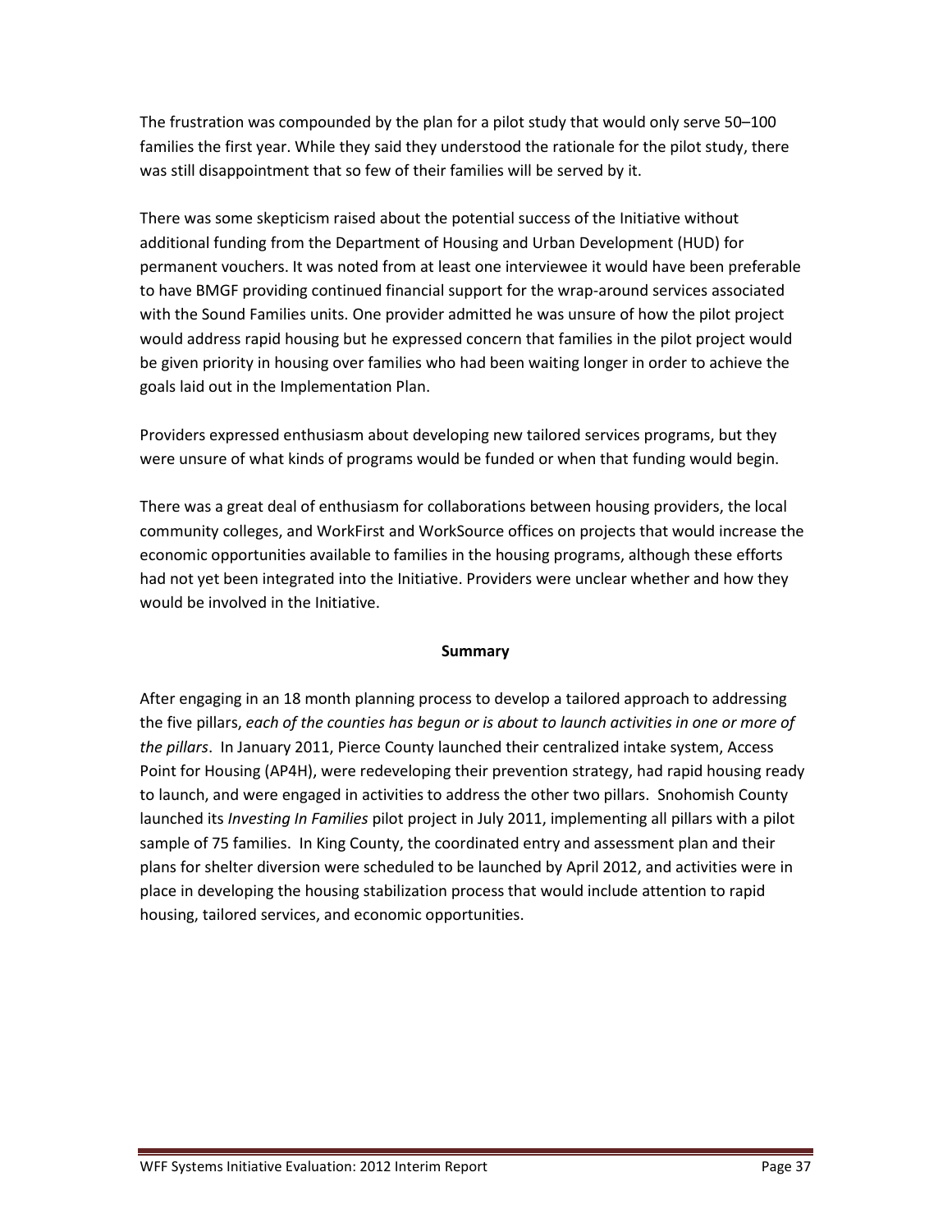The frustration was compounded by the plan for a pilot study that would only serve 50–100 families the first year. While they said they understood the rationale for the pilot study, there was still disappointment that so few of their families will be served by it.

There was some skepticism raised about the potential success of the Initiative without additional funding from the Department of Housing and Urban Development (HUD) for permanent vouchers. It was noted from at least one interviewee it would have been preferable to have BMGF providing continued financial support for the wrap-around services associated with the Sound Families units. One provider admitted he was unsure of how the pilot project would address rapid housing but he expressed concern that families in the pilot project would be given priority in housing over families who had been waiting longer in order to achieve the goals laid out in the Implementation Plan.

Providers expressed enthusiasm about developing new tailored services programs, but they were unsure of what kinds of programs would be funded or when that funding would begin.

There was a great deal of enthusiasm for collaborations between housing providers, the local community colleges, and WorkFirst and WorkSource offices on projects that would increase the economic opportunities available to families in the housing programs, although these efforts had not yet been integrated into the Initiative. Providers were unclear whether and how they would be involved in the Initiative.

**Summary**

After engaging in an 18 month planning process to develop a tailored approach to addressing the five pillars, *each of the counties has begun or is about to launch activities in one or more of the pillars*. In January 2011, Pierce County launched their centralized intake system, Access Point for Housing (AP4H), were redeveloping their prevention strategy, had rapid housing ready to launch, and were engaged in activities to address the other two pillars. Snohomish County launched its *Investing In Families* pilot project in July 2011, implementing all pillars with a pilot sample of 75 families. In King County, the coordinated entry and assessment plan and their plans for shelter diversion were scheduled to be launched by April 2012, and activities were in place in developing the housing stabilization process that would include attention to rapid housing, tailored services, and economic opportunities.